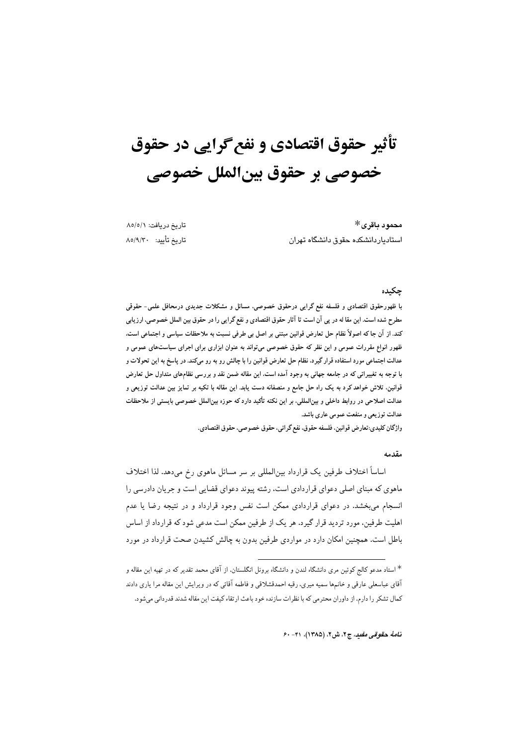# تأثیر حقوق اقتصادی و نفع‌گرایی در حقوق خصوصی بر حقوق بین‌الملل خصوصی

**محمود باقری***
استادیاردانشکده حقوق دانشگاه تهران

تاریخ دریافت: ۸۵/۵/۱
تاریخ تأیید: ۸۵/۹/۳۰

## چکیده

**با ظهورحقوق اقتصادی و فلسفه نفع گرایی درحقوق خصوصی، مسائل و مشکلات جدیدی درمحافل علمی- حقوقی مطرح شده است. این مقا له در پی آن است تا آثار حقوق اقتصادی و نفع گرایی را در حقوق بین الملل خصوصی، ارزیابی کند. از آن جا که اصولاً نظام حل تعارض قوانین مبتنی بر اصل بی طرفی نسبت به ملاحظات سیاسی و اجتماعی است، ظهور انواع مقررات عمومی و این نظر که حقوق خصوصی می‌تواند به عنوان ابزاری برای اجرای سیاست‌های عمومی و عدالت اجتماعی مورد استفاده قرار گیرد، نظام حل تعارض قوانین را با چالش رو به رو می‌کند. در پاسخ به این تحولات و با توجه به تغییراتی که در جامعه جهانی به وجود آمده است، این مقاله ضمن نقد و بررسی نظام‌های متداول حل تعارض قوانین، تلاش خواهد کرد به یک راه حل جامع و منصفانه دست یابد. این مقاله با تکیه بر تمایز بین عدالت توزیعی و عدالت اصلاحی در روابط داخلی و بین‌المللی، بر این نکته تأکید دارد که حوزه بین‌الملل خصوصی بایستی از ملاحظات عدالت توزیعی و منفعت عمومی عاری باشد.**

**واژگان کلیدی: تعارض قوانین، فلسفه حقوق، نفع گرائی، حقوق خصوصی، حقوق اقتصادی.**

## مقدمه

اساساً اختلاف طرفین یک قرارداد بین‌المللی بر سر مسائل ماهوی رخ می‌دهد. لذا اختلاف ماهوی که مبنای اصلی دعوای قراردادی است، رشته پیوند دعوای قضایی است و جریان دادرسی را انسجام می‌بخشد. در دعوای قراردادی ممکن است نفس وجود قرارداد و در نتیجه رضا یا عدم اهلیت طرفین، مورد تردید قرار گیرد. هر یک از طرفین ممکن است مدعی شود که قرارداد از اساس باطل است. همچنین امکان دارد در مواردی طرفین بدون به چالش کشیدن صحت قرارداد در مورد

---

* استاد مدعو کالج کوئین مری دانشگاه لندن و دانشگاه برونل انگلستان. از آقای محمد تقدیر که در تهیه این مقاله و آقای عباسعلی عارفی و خانم‌ها سمیه میری، رقیه احمدقشلاقی و فاطمه آقائی که در ویرایش این مقاله مرا یاری دادند کمال تشکر را دارم. از داوران محترمی که با نظرات سازنده خود باعث ارتقاء کیفت این مقاله شدند قدردانی می‌شود.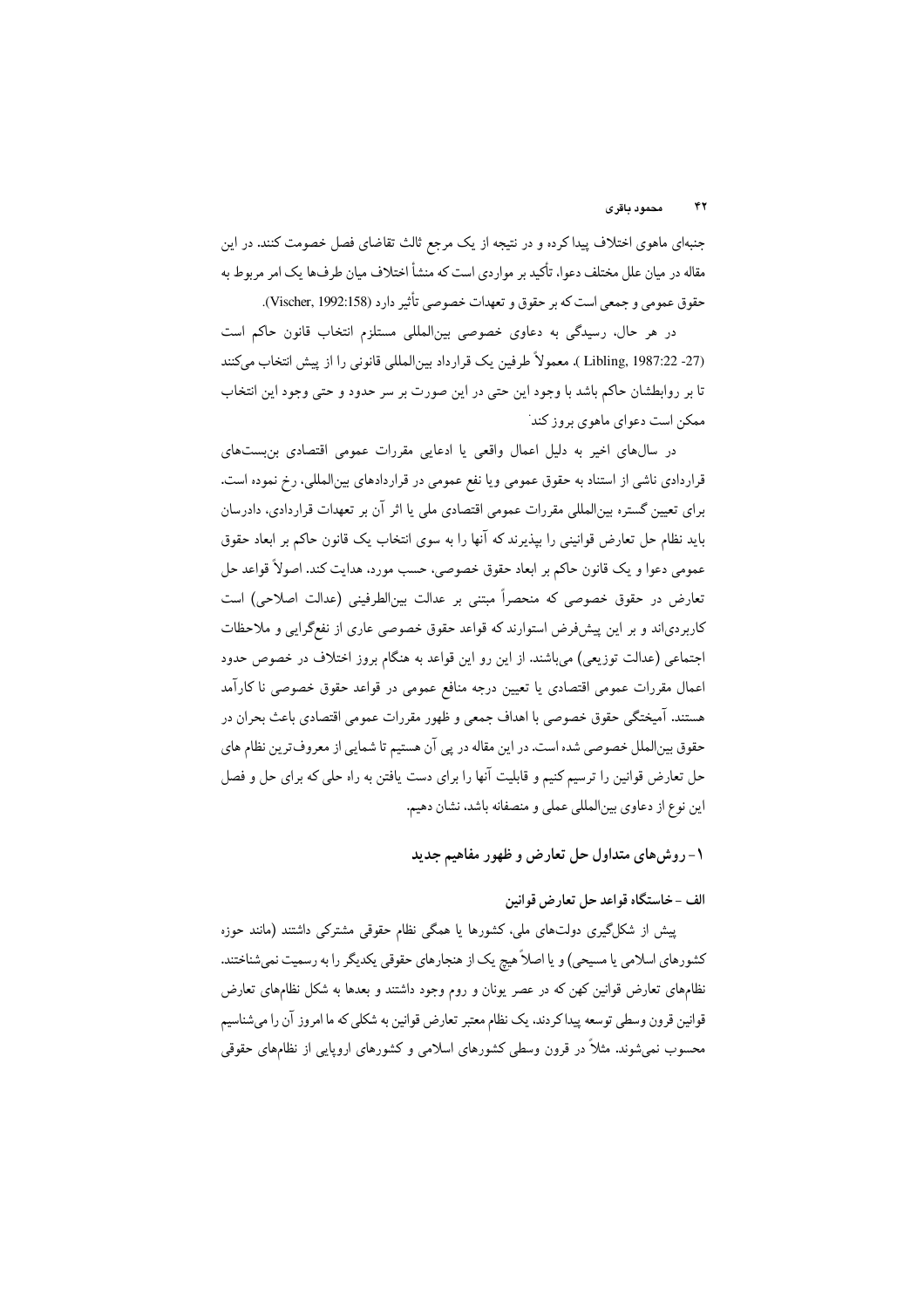جنبه‌ای ماهوی اختلاف پیدا کرده و در نتیجه از یک مرجع ثالث تقاضای فصل خصومت کنند. در این مقاله در میان علل مختلف دعوا، تأکید بر مواردی است که منشأ اختلاف میان طرف‌ها یک امر مربوط به حقوق عمومی و جمعی است که بر حقوق و تعهدات خصوصی تأثیر دارد (Vischer, 1992:158).

در هر حال، رسیدگی به دعاوی خصوصی بین‌المللی مستلزم انتخاب قانون حاکم است (Libling, 1987:22 -27)، معمولاً طرفین یک قرارداد بین‌المللی قانونی را از پیش انتخاب می‌کنند تا بر روابطشان حاکم باشد با وجود این حتی در این صورت بر سر حدود و حتی وجود این انتخاب ممکن است دعوای ماهوی بروز کند[1]

در سال‌های اخیر به دلیل اعمال واقعی یا ادعایی مقررات عمومی اقتصادی بن‌بست‌های قراردادی ناشی از استناد به حقوق عمومی ویا نفع عمومی در قراردادهای بین‌المللی، رخ نموده است. برای تعیین گستره بین‌المللی مقررات عمومی اقتصادی ملی یا اثر آن بر تعهدات قراردادی، دادرسان باید نظام حل تعارض قوانینی را بپذیرند که آنها را به سوی انتخاب یک قانون حاکم بر ابعاد حقوق عمومی دعوا و یک قانون حاکم بر ابعاد حقوق خصوصی، حسب مورد، هدایت کند. اصولاً قواعد حل تعارض در حقوق خصوصی که منحصراً مبتنی بر عدالت بین‌الطرفینی (عدالت اصلاحی) است کاربردی‌اند و بر این پیش‌فرض استوارند که قواعد حقوق خصوصی عاری از نفع‌گرایی و ملاحظات اجتماعی (عدالت توزیعی) می‌باشند. از این رو این قواعد به هنگام بروز اختلاف در خصوص حدود اعمال مقررات عمومی اقتصادی یا تعیین درجه منافع عمومی در قواعد حقوق خصوصی نا کارآمد هستند. آمیختگی حقوق خصوصی با اهداف جمعی و ظهور مقررات عمومی اقتصادی باعث بحران در حقوق بین‌الملل خصوصی شده است. در این مقاله در پی آن هستیم تا شمایی از معروف‌ترین نظام های حل تعارض قوانین را ترسیم کنیم و قابلیت آنها را برای دست یافتن به راه حلی که برای حل و فصل این نوع از دعاوی بین‌المللی عملی و منصفانه باشد، نشان دهیم.

## ۱- روش‌های متداول حل تعارض و ظهور مفاهیم جدید

### الف - خاستگاه قواعد حل تعارض قوانین

پیش از شکل‌گیری دولت‌های ملی، کشورها یا همگی نظام حقوقی مشترکی داشتند (مانند حوزه کشورهای اسلامی یا مسیحی) و یا اصلاً هیچ یک از هنجارهای حقوقی یکدیگر را به رسمیت نمی‌شناختند. نظام‌های تعارض قوانین کهن که در عصر یونان و روم وجود داشتند و بعدها به شکل نظام‌های تعارض قوانین قرون وسطی توسعه پیدا کردند، یک نظام معتبر تعارض قوانین به شکلی که ما امروز آن را می‌شناسیم محسوب نمی‌شوند. مثلاً در قرون وسطی کشورهای اسلامی و کشورهای اروپایی از نظام‌های حقوقی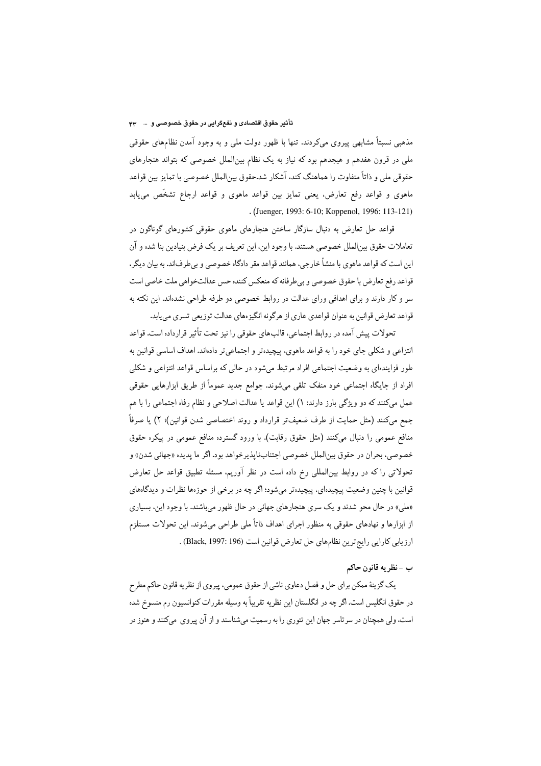مذهبی نسبتاً مشابهی پیروی می‌کردند. تنها با ظهور دولت ملی و به وجود آمدن نظام‌های حقوقی ملی در قرون هفدهم و هیجدهم بود که نیاز به یک نظام بین‌الملل خصوصی که بتواند هنجارهای حقوقی ملی و ذاتاً متفاوت را هماهنگ کند، آشکار شد.حقوق بین‌الملل خصوصی با تمایز بین قواعد ماهوی و قواعد رفع تعارض، یعنی تمایز بین قواعد ماهوی و قواعد ارجاع تشخّص می‌یابد (Juenger, 1993: 6-10; Koppenol, 1996: 113-121).

قواعد حل تعارض به دنبال سازگار ساختن هنجارهای ماهوی حقوقی کشورهای گوناگون در تعاملات حقوق بین‌الملل خصوصی هستند. با وجود این، این تعریف بر یک فرض بنیادین بنا شده و آن این است که قواعد ماهوی با منشأ خارجی، همانند قواعد مقر دادگاه خصوصی و بی‌طرف‌اند. به بیان دیگر، قواعد رفع تعارض با حقوق خصوصی و بی‌طرفانه که منعکس کننده حس عدالت‌خواهی ملت خاصی است سر و کار دارند و برای اهدافی ورای عدالت در روابط خصوصی دو طرفه طراحی نشده‌اند. این نکته به قواعد تعارض قوانین به عنوان قواعدی عاری از هرگونه انگیزه‌های عدالت توزیعی تسری می‌یابد.

تحولات پیش آمده در روابط اجتماعی، قالب‌های حقوقی را نیز تحت تأثیر قرارداده است. قواعد انتزاعی و شکلی جای خود را به قواعد ماهوی، پیچیده‌تر و اجتماعی‌تر داده‌اند. اهداف اساسی قوانین به طور فزاینده‌ای به وضعیت اجتماعی افراد مرتبط می‌شود در حالی که براساس قواعد انتزاعی و شکلی افراد از جایگاه اجتماعی خود منفک تلقی می‌شوند. جوامع جدید عموماً از طریق ابزارهایی حقوقی عمل می‌کنند که دو ویژگی بارز دارند: ۱) این قواعد یا عدالت اصلاحی و نظام رفاه اجتماعی را با هم جمع می‌کنند (مثل حمایت از طرف ضعیف‌تر قرارداد و روند اختصاصی شدن قوانین)؛ ۲) یا صرفاً منافع عمومی را دنبال می‌کنند (مثل حقوق رقابت). با ورود گسترده منافع عمومی در پیکره حقوق خصوصی، بحران در حقوق بین‌الملل خصوصی اجتناب‌ناپذیرخواهد بود. اگر ما پدیده «جهانی شدن» و تحولاتی را که در روابط بین‌المللی رخ داده است در نظر آوریم، مسئله تطبیق قواعد حل تعارض قوانین با چنین وضعیت پیچیده‌ای، پیچیده‌تر می‌شود؛ اگر چه در برخی از حوزه‌ها نظرات و دیدگاه‌های «ملی» در حال محو شدند و یک سری هنجارهای جهانی در حال ظهور می‌باشند. با وجود این، بسیاری از ابزارها و نهادهای حقوقی به منظور اجرای اهداف ذاتاً ملی طراحی می‌شوند. این تحولات مستلزم ارزیابی کارایی رایج‌ترین نظام‌های حل تعارض قوانین است (Black, 1997: 196).

### ب - نظریه قانون حاکم

یک گزینهٔ ممکن برای حل و فصل دعاوی ناشی از حقوق عمومی، پیروی از نظریه قانون حاکم مطرح در حقوق انگلیس است. اگر چه در انگلستان این نظریه تقریباً به وسیله مقررات کنوانسیون رم منسوخ شده است، ولی همچنان در سرتاسر جهان این تئوری را به رسمیت می‌شناسند و از آن پیروی می‌کنند و هنوز در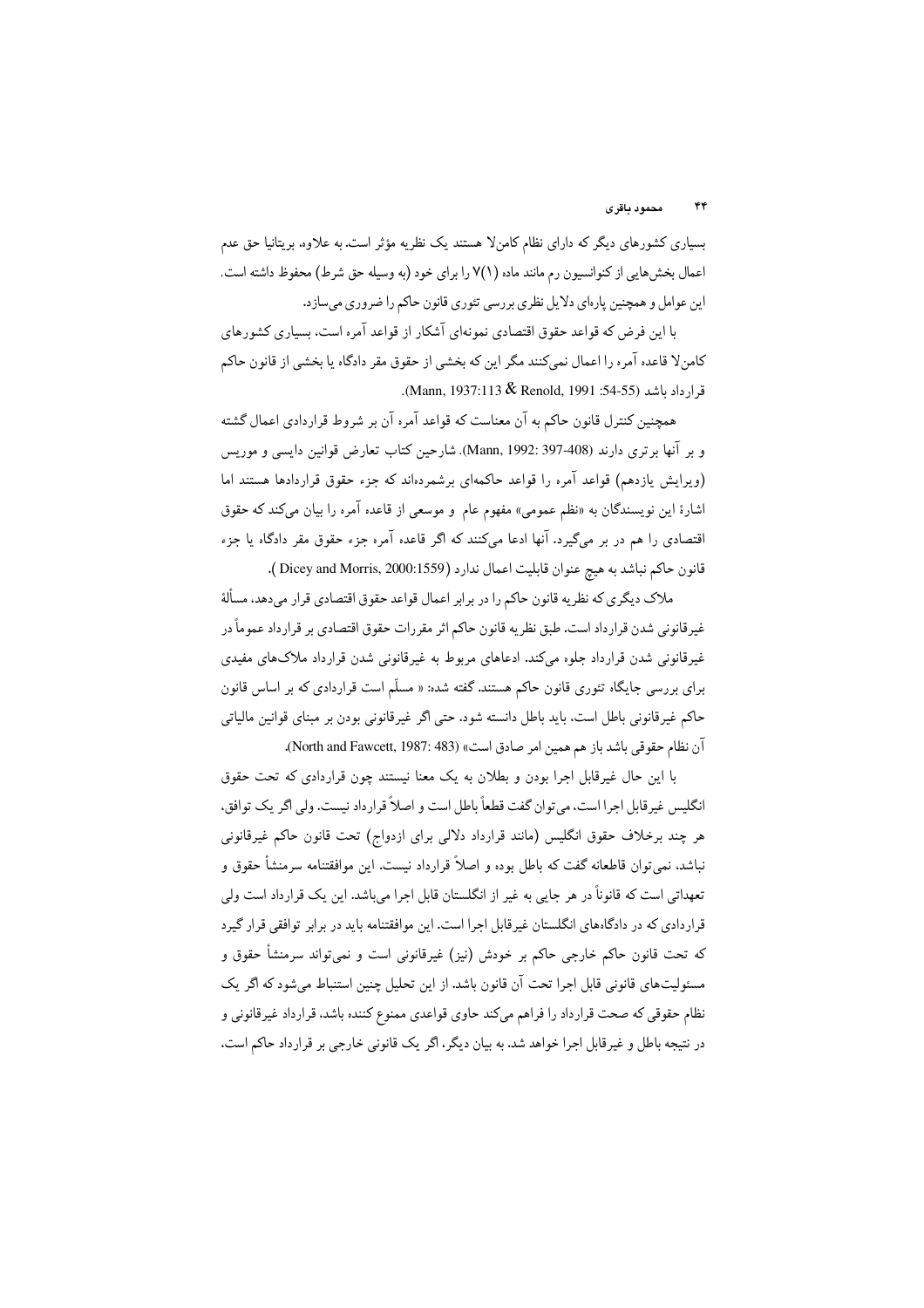بسیاری کشورهای دیگر که دارای نظام کامن‌لا هستند یک نظریه مؤثر است. به علاوه، بریتانیا حق عدم اعمال بخش‌هایی از کنوانسیون رم مانند ماده (۱)۷ را برای خود (به وسیله حق شرط) محفوظ داشته است. این عوامل و همچنین پاره‌ای دلایل نظری بررسی تئوری قانون حاکم را ضروری می‌سازد.

با این فرض که قواعد حقوق اقتصادی نمونه‌ای آشکار از قواعد آمره است، بسیاری کشورهای کامن‌لا قاعده آمره را اعمال نمی‌کنند مگر این که بخشی از حقوق مقر دادگاه یا بخشی از قانون حاکم قرارداد باشد (Mann, 1937:113 & Renold, 1991 :54-55).

همچنین کنترل قانون حاکم به آن معناست که قواعد آمره آن بر شروط قراردادی اعمال گشته و بر آنها برتری دارند (Mann, 1992: 397-408). شارحین کتاب تعارض قوانین دایسی و موریس (ویرایش یازدهم) قواعد آمره را قواعد حاکمه‌ای برشمرده‌اند که جزء حقوق قراردادها هستند اما اشارهٔ این نویسندگان به «نظم عمومی» مفهوم عام و موسعی از قاعده آمره را بیان می‌کند که حقوق اقتصادی را هم در بر می‌گیرد. آنها ادعا می‌کنند که اگر قاعده آمره جزء حقوق مقر دادگاه یا جزء قانون حاکم نباشد به هیچ عنوان قابلیت اعمال ندارد (Dicey and Morris, 2000:1559 ).

ملاک دیگری که نظریه قانون حاکم را در برابر اعمال قواعد حقوق اقتصادی قرار می‌دهد، مسألهٔ غیرقانونی شدن قرارداد است. طبق نظریه قانون حاکم اثر مقررات حقوق اقتصادی بر قرارداد عموماً در غیرقانونی شدن قرارداد جلوه می‌کند. ادعاهای مربوط به غیرقانونی شدن قرارداد ملاک‌های مفیدی برای بررسی جایگاه تئوری قانون حاکم هستند. گفته شده: « مسلّم است قراردادی که بر اساس قانون حاکم غیرقانونی باطل است، باید باطل دانسته شود. حتی اگر غیرقانونی بودن بر مبنای قوانین مالیاتی آن نظام حقوقی باشد باز هم همین امر صادق است» (North and Fawcett, 1987: 483).

با این حال غیرقابل اجرا بودن و بطلان به یک معنا نیستند چون قراردادی که تحت حقوق انگلیس غیرقابل اجرا است، می‌توان گفت قطعاً باطل است و اصلاً قرارداد نیست. ولی اگر یک توافق، هر چند برخلاف حقوق انگلیس (مانند قرارداد دلالی برای ازدواج) تحت قانون حاکم غیرقانونی نباشد، نمی‌توان قاطعانه گفت که باطل بوده و اصلاً قرارداد نیست. این موافقتنامه سرمنشأ حقوق و تعهداتی است که قانوناً در هر جایی به غیر از انگلستان قابل اجرا می‌باشد. این یک قرارداد است ولی قراردادی که در دادگاه‌های انگلستان غیرقابل اجرا است. این موافقتنامه باید در برابر توافقی قرار گیرد که تحت قانون حاکم خارجی حاکم بر خودش (نیز) غیرقانونی است و نمی‌تواند سرمنشأ حقوق و مسئولیت‌های قانونی قابل اجرا تحت آن قانون باشد. از این تحلیل چنین استنباط می‌شود که اگر یک نظام حقوقی که صحت قرارداد را فراهم می‌کند حاوی قواعدی ممنوع کننده باشد، قرارداد غیرقانونی و در نتیجه باطل و غیرقابل اجرا خواهد شد. به بیان دیگر، اگر یک قانونی خارجی بر قرارداد حاکم است،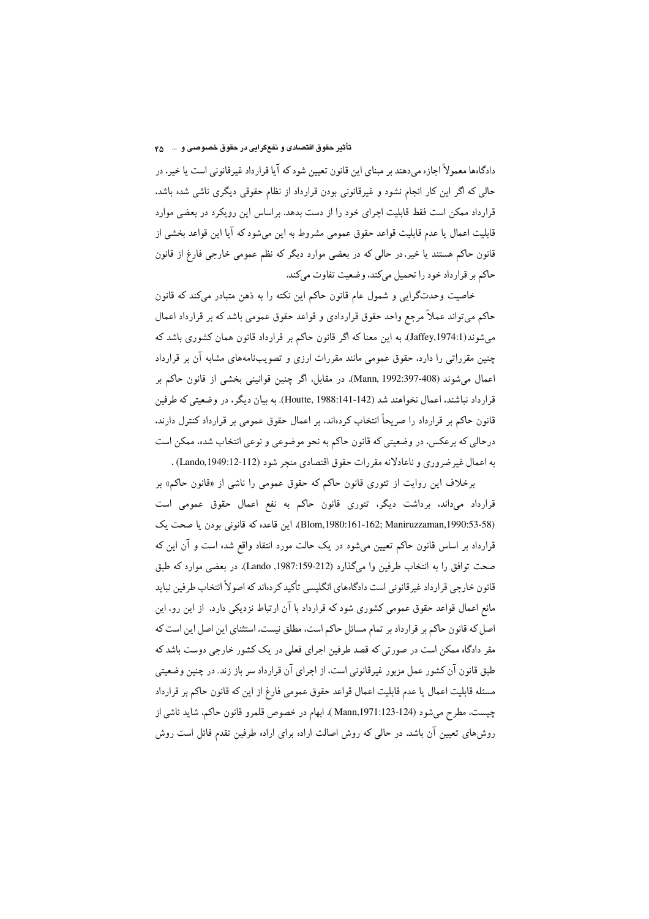دادگاه‌ها معمولاً اجازه می‌دهند بر مبنای این قانون تعیین شود که آیا قرارداد غیرقانونی است یا خیر. در حالی که اگر این کار انجام نشود و غیرقانونی بودن قرارداد از نظام حقوقی دیگری ناشی شده باشد، قرارداد ممکن است فقط قابلیت اجرای خود را از دست بدهد. براساس این رویکرد در بعضی موارد قابلیت اعمال یا عدم قابلیت قواعد حقوق عمومی مشروط به این می‌شود که آیا این قواعد بخشی از قانون حاکم هستند یا خیر. در حالی که در بعضی موارد دیگر که نظم عمومی خارجی فارغ از قانون حاکم بر قرارداد خود را تحمیل می‌کند، وضعیت تفاوت می‌کند.

خاصیت وحدت‌گرایی و شمول عام قانون حاکم این نکته را به ذهن متبادر می‌کند که قانون حاکم می‌تواند عملاً مرجع واحد حقوق قراردادی و قواعد حقوق عمومی باشد که بر قرارداد اعمال می‌شوند(Jaffey,1974:1). به این معنا که اگر قانون حاکم بر قرارداد قانون همان کشوری باشد که چنین مقرراتی را دارد، حقوق عمومی مانند مقررات ارزی و تصویب‌نامه‌های مشابه آن بر قرارداد اعمال می‌شوند (Mann, 1992:397-408). در مقابل، اگر چنین قوانینی بخشی از قانون حاکم بر قرارداد نباشند، اعمال نخواهند شد (Houtte, 1988:141-142). به بیان دیگر، در وضعیتی که طرفین قانون حاکم بر قرارداد را صریحاً انتخاب کرده‌اند، بر اعمال حقوق عمومی بر قرارداد کنترل دارند، درحالی که برعکس، در وضعیتی که قانون حاکم به نحو موضوعی و نوعی انتخاب شده، ممکن است به اعمال غیرضروری و ناعادلانه مقررات حقوق اقتصادی منجر شود (Lando,1949:12-112) .

برخلاف این روایت از تئوری قانون حاکم که حقوق عمومی را ناشی از «قانون حاکم» بر قرارداد می‌داند، برداشت دیگر، تئوری قانون حاکم به نفع اعمال حقوق عمومی است (Blom,1980:161-162; Maniruzzaman,1990:53-58). این قاعده که قانونی بودن یا صحت یک قرارداد بر اساس قانون حاکم تعیین می‌شود در یک حالت مورد انتقاد واقع شده است و آن این که صحت توافق را به انتخاب طرفین وا می‌گذارد (Lando ,1987:159-212). در بعضی موارد که طبق قانون خارجی قرارداد غیرقانونی است دادگاه‌های انگلیسی تأکید کرده‌اند که اصولاً انتخاب طرفین نباید مانع اعمال قواعد حقوق عمومی کشوری شود که قرارداد با آن ارتباط نزدیکی دارد. از این رو، این اصل که قانون حاکم بر قرارداد بر تمام مسائل حاکم است، مطلق نیست. استثنای این اصل این است که مقر دادگاه ممکن است در صورتی که قصد طرفین اجرای فعلی در یک کشور خارجی دوست باشد که طبق قانون آن کشور عمل مزبور غیرقانونی است، از اجرای آن قرارداد سر باز زند. در چنین وضعیتی مسئله قابلیت اعمال یا عدم قابلیت اعمال قواعد حقوق عمومی فارغ از این که قانون حاکم بر قرارداد چیست، مطرح می‌شود (Mann,1971:123-124 ). ابهام در خصوص قلمرو قانون حاکم، شاید ناشی از روش‌های تعیین آن باشد. در حالی که روش اصالت اراده برای اراده طرفین تقدم قائل است روش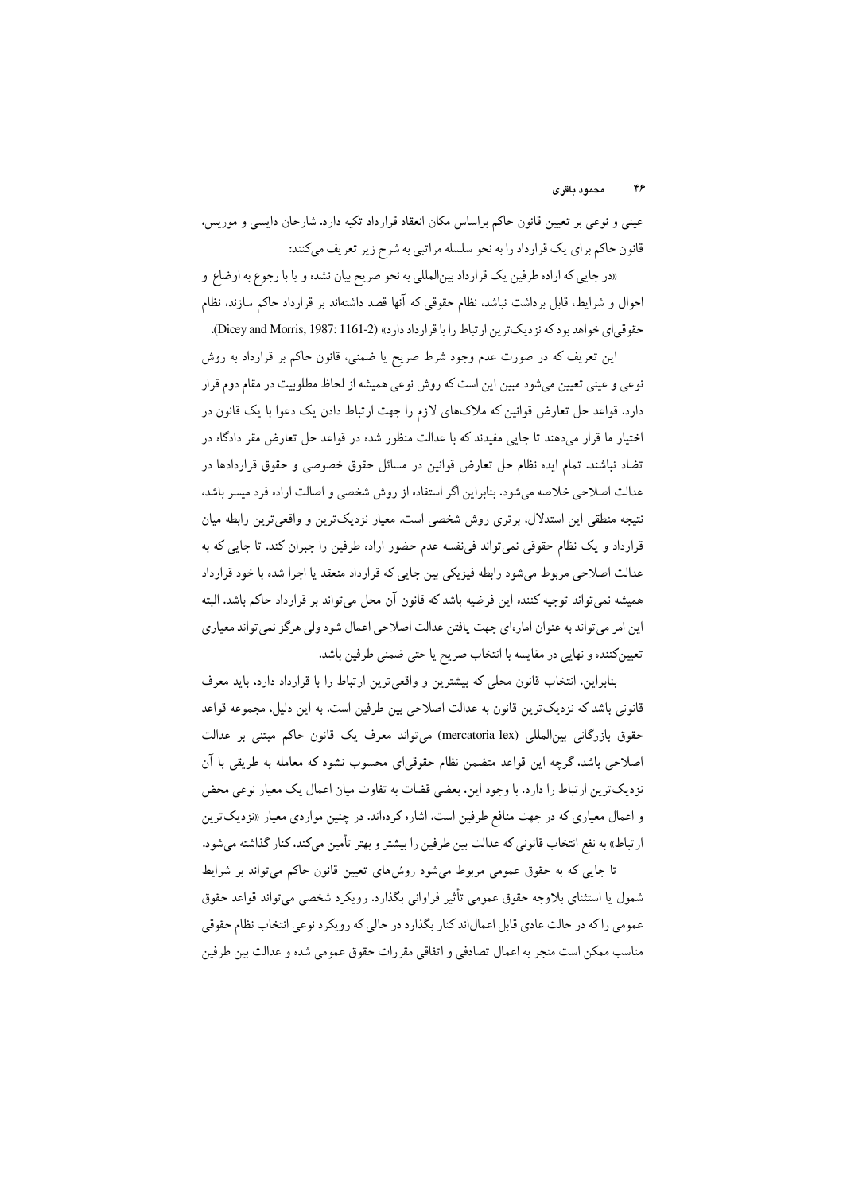عینی و نوعی بر تعیین قانون حاکم براساس مکان انعقاد قرارداد تکیه دارد. شارحان دایسی و موریس، قانون حاکم برای یک قرارداد را به نحو سلسله مراتبی به شرح زیر تعریف می‌کنند:

«در جایی که اراده طرفین یک قرارداد بین‌المللی به نحو صریح بیان نشده و یا با رجوع به اوضاع و احوال و شرایط، قابل برداشت نباشد، نظام حقوقی که آنها قصد داشته‌اند بر قرارداد حاکم سازند، نظام حقوقی‌ای خواهد بود که نزدیک‌ترین ارتباط را با قرارداد دارد» (Dicey and Morris, 1987: 1161-2).

این تعریف که در صورت عدم وجود شرط صریح یا ضمنی، قانون حاکم بر قرارداد به روش نوعی و عینی تعیین می‌شود مبین این است که روش نوعی همیشه از لحاظ مطلوبیت در مقام دوم قرار دارد. قواعد حل تعارض قوانین که ملاک‌های لازم را جهت ارتباط دادن یک دعوا با یک قانون در اختیار ما قرار می‌دهند تا جایی مفیدند که با عدالت منظور شده در قواعد حل تعارض مقر دادگاه در تضاد نباشند. تمام ایده نظام حل تعارض قوانین در مسائل حقوق خصوصی و حقوق قراردادها در عدالت اصلاحی خلاصه می‌شود. بنابراین اگر استفاده از روش شخصی و اصالت اراده فرد میسر باشد، نتیجه منطقی این استدلال، برتری روش شخصی است. معیار نزدیک‌ترین و واقعی‌ترین رابطه میان قرارداد و یک نظام حقوقی فی‌نفسه نمی‌تواند عدم حضور اراده طرفین را جبران کند. تا جایی که به عدالت اصلاحی مربوط می‌شود رابطه فیزیکی بین جایی که قرارداد منعقد یا اجرا شده با خود قرارداد همیشه نمی‌تواند توجیه کننده این فرضیه باشد که قانون آن محل می‌تواند بر قرارداد حاکم باشد. البته این امر می‌تواند به عنوان اماره‌ای جهت یافتن عدالت اصلاحی اعمال شود ولی هرگز نمی‌تواند معیاری تعیین‌کننده و نهایی در مقایسه با انتخاب صریح یا حتی ضمنی طرفین باشد.

بنابراین، انتخاب قانون محلی که بیشترین و واقعی‌ترین ارتباط را با قرارداد دارد، باید معرف قانونی باشد که نزدیک‌ترین قانون به عدالت اصلاحی بین طرفین است. به این دلیل، مجموعه قواعد حقوق بازرگانی بین‌المللی (mercatoria lex) می‌تواند معرف یک قانون حاکم مبتنی بر عدالت اصلاحی باشد، گرچه این قواعد متضمن نظام حقوقی‌ای محسوب نشود که معامله به طریقی با آن نزدیک‌ترین ارتباط را دارد. با وجود این، بعضی قضات به تفاوت میان اعمال یک معیار نوعی محض و اعمال معیاری که در جهت منافع طرفین است، اشاره کرده‌اند. در چنین مواردی معیار «نزدیک‌ترین ارتباط» به نفع انتخاب قانونی که عدالت بین طرفین را بیشتر و بهتر تأمین می‌کند، کنار گذاشته می‌شود.

تا جایی که به حقوق عمومی مربوط می‌شود روش‌های تعیین قانون حاکم می‌تواند بر شرایط شمول یا استثنای بلاوجه حقوق عمومی تأثیر فراوانی بگذارد. رویکرد شخصی می‌تواند قواعد حقوق عمومی را که در حالت عادی قابل اعمال‌اند کنار بگذارد در حالی که رویکرد نوعی انتخاب نظام حقوقی مناسب ممکن است منجر به اعمال تصادفی و اتفاقی مقررات حقوق عمومی شده و عدالت بین طرفین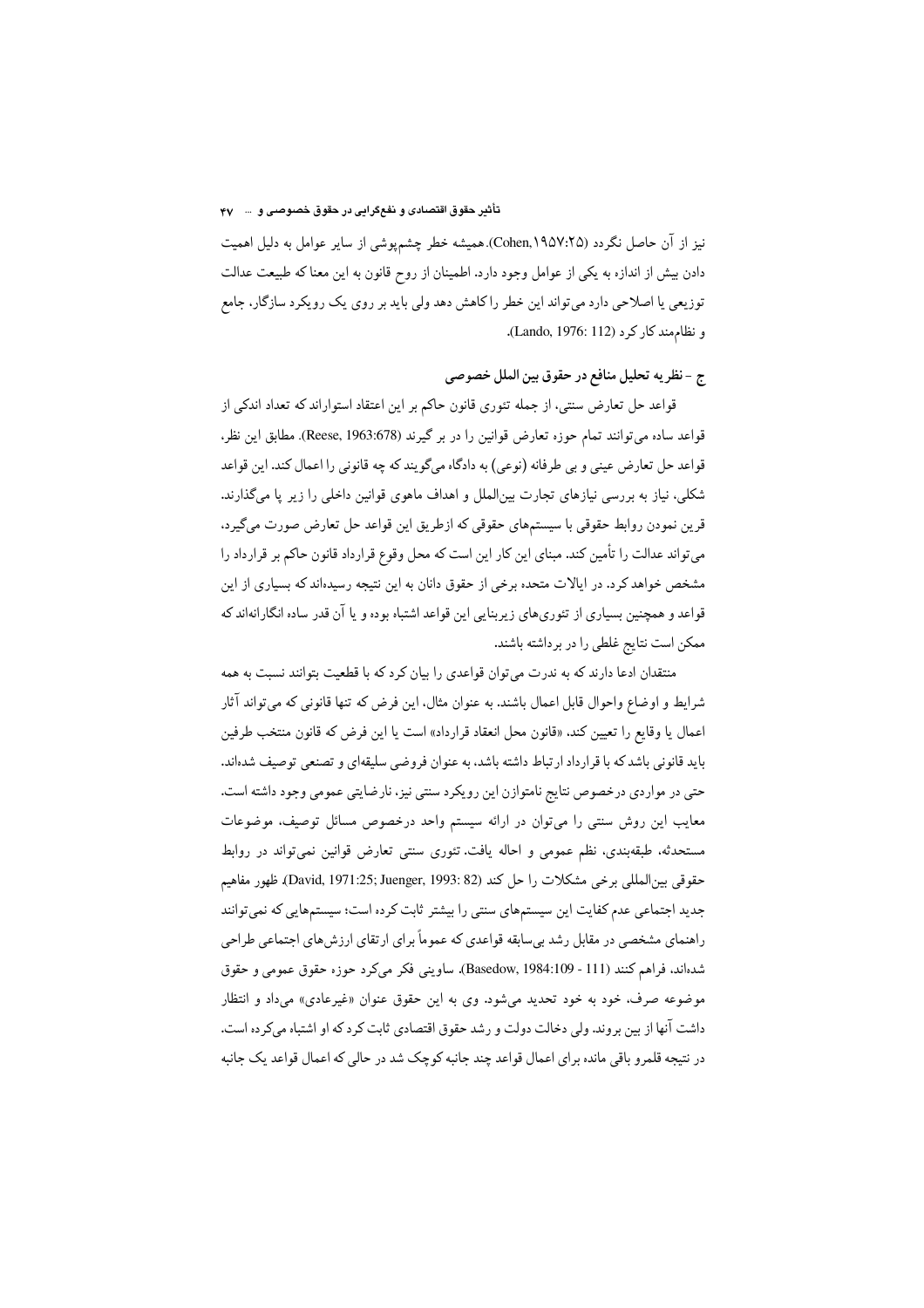نیز از آن حاصل نگردد (Cohen,۱۹۵۷:۲۵). همیشه خطر چشم‌پوشی از سایر عوامل به دلیل اهمیت دادن بیش از اندازه به یکی از عوامل وجود دارد. اطمینان از روح قانون به این معنا که طبیعت عدالت توزیعی یا اصلاحی دارد می‌تواند این خطر را کاهش دهد ولی باید بر روی یک رویکرد سازگار، جامع و نظام‌مند کار کرد (Lando, 1976: 112).

## ج – نظریه تحلیل منافع در حقوق بین الملل خصوصی

قواعد حل تعارض سنتی، از جمله تئوری قانون حاکم بر این اعتقاد استواراند که تعداد اندکی از قواعد ساده می‌توانند تمام حوزه تعارض قوانین را در بر گیرند (Reese, 1963:678). مطابق این نظر، قواعد حل تعارض عینی و بی طرفانه (نوعی) به دادگاه می‌گویند که چه قانونی را اعمال کند. این قواعد شکلی، نیاز به بررسی نیازهای تجارت بین‌الملل و اهداف ماهوی قوانین داخلی را زیر پا می‌گذارند. قرین نمودن روابط حقوقی با سیستم‌های حقوقی که ازطریق این قواعد حل تعارض صورت می‌گیرد، می‌تواند عدالت را تأمین کند. مبنای این کار این است که محل وقوع قرارداد قانون حاکم بر قرارداد را مشخص خواهد کرد. در ایالات متحده برخی از حقوق دانان به این نتیجه رسیده‌اند که بسیاری از این قواعد و همچنین بسیاری از تئوری‌های زیربنایی این قواعد اشتباه بوده و یا آن قدر ساده انگارانه‌اند که ممکن است نتایج غلطی را در برداشته باشند.

منتقدان ادعا دارند که به ندرت می‌توان قواعدی را بیان کرد که با قطعیت بتوانند نسبت به همه شرایط و اوضاع واحوال قابل اعمال باشند. به عنوان مثال، این فرض که تنها قانونی که می‌تواند آثار اعمال یا وقایع را تعیین کند، «قانون محل انعقاد قرارداد» است یا این فرض که قانون منتخب طرفین باید قانونی باشد که با قرارداد ارتباط داشته باشد، به عنوان فروضی سلیقه‌ای و تصنعی توصیف شده‌اند. حتی در مواردی درخصوص نتایج نامتوازن این رویکرد سنتی نیز، نارضایتی عمومی وجود داشته است. معایب این روش سنتی را می‌توان در ارائه سیستم واحد درخصوص مسائل توصیف، موضوعات مستحدثه، طبقه‌بندی، نظم عمومی و احاله یافت. تئوری سنتی تعارض قوانین نمی‌تواند در روابط حقوقی بین‌المللی برخی مشکلات را حل کند (David, 1971:25; Juenger, 1993: 82). ظهور مفاهیم جدید اجتماعی عدم کفایت این سیستم‌های سنتی را بیشتر ثابت کرده است؛ سیستم‌هایی که نمی‌توانند راهنمای مشخصی در مقابل رشد بی‌سابقه قواعدی که عموماً برای ارتقای ارزش‌های اجتماعی طراحی شده‌اند، فراهم کنند (Basedow, 1984:109 - 111). ساوینی فکر می‌کرد حوزه حقوق عمومی و حقوق موضوعه صرف، خود به خود تحدید می‌شود. وی به این حقوق عنوان «غیرعادی» می‌داد و انتظار داشت آنها از بین بروند. ولی دخالت دولت و رشد حقوق اقتصادی ثابت کرد که او اشتباه می‌کرده است. در نتیجه قلمرو باقی مانده برای اعمال قواعد چند جانبه کوچک شد در حالی که اعمال قواعد یک جانبه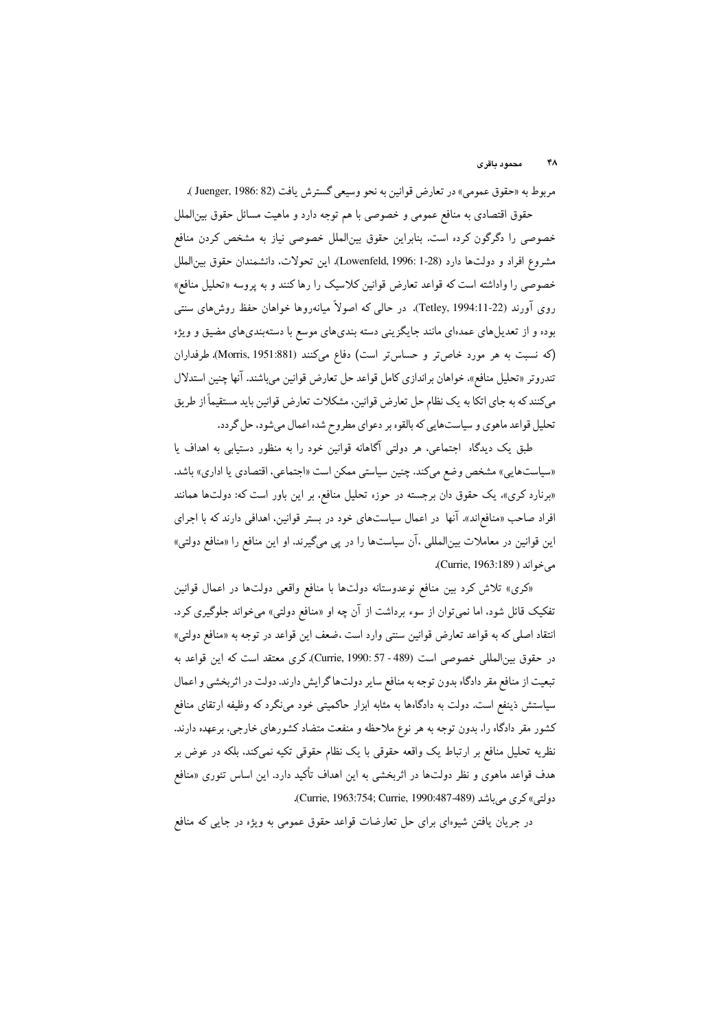مربوط به «حقوق عمومی» در تعارض قوانین به نحو وسیعی گسترش یافت (Juenger, 1986: 82 ).

حقوق اقتصادی به منافع عمومی و خصوصی با هم توجه دارد و ماهیت مسائل حقوق بین‌الملل خصوصی را دگرگون کرده است. بنابراین حقوق بین‌الملل خصوصی نیاز به مشخص کردن منافع مشروع افراد و دولت‌ها دارد (Lowenfeld, 1996: 1-28). این تحولات، دانشمندان حقوق بین‌الملل خصوصی را واداشته است که قواعد تعارض قوانین کلاسیک را رها کنند و به پروسه «تحلیل منافع» روی آورند (Tetley, 1994:11-22). در حالی که اصولاً میانه‌روها خواهان حفظ روش‌های سنتی بوده و از تعدیل‌های عمده‌ای مانند جایگزینی دسته بندی‌های موسع با دسته‌بندی‌های مضیق و ویژه (که نسبت به هر مورد خاص‌تر و حساس‌تر است) دفاع می‌کنند (Morris, 1951:881). طرفداران تندروتر «تحلیل منافع»، خواهان براندازی کامل قواعد حل تعارض قوانین می‌باشند. آنها چنین استدلال می‌کنند که به جای اتکا به یک نظام حل تعارض قوانین، مشکلات تعارض قوانین باید مستقیماً از طریق تحلیل قواعد ماهوی و سیاست‌هایی که بالقوه بر دعوای مطروح شده اعمال می‌شود، حل گردد.

طبق یک دیدگاه اجتماعی، هر دولتی آگاهانه قوانین خود را به منظور دستیابی به اهداف یا «سیاست‌هایی» مشخص وضع می‌کند. چنین سیاستی ممکن است «اجتماعی، اقتصادی یا اداری» باشد. «برنارد کری»، یک حقوق دان برجسته در حوزه تحلیل منافع، بر این باور است که: دولت‌ها همانند افراد صاحب «منافع‌اند». آنها در اعمال سیاست‌های خود در بستر قوانین، اهدافی دارند که با اجرای این قوانین در معاملات بین‌المللی ،آن سیاست‌ها را در پی می‌گیرند. او این منافع را «منافع دولتی» می‌خواند ( Currie, 1963:189).

«کری» تلاش کرد بین منافع نوعدوستانه دولت‌ها با منافع واقعی دولت‌ها در اعمال قوانین تفکیک قائل شود، اما نمی‌توان از سوء برداشت از آن چه او «منافع دولتی» می‌خواند جلوگیری کرد. انتقاد اصلی که به قواعد تعارض قوانین سنتی وارد است ،ضعف این قواعد در توجه به «منافع دولتی» در حقوق بین‌المللی خصوصی است (Currie, 1990: 57 - 489). کری معتقد است که این قواعد به تبعیت از منافع مقر دادگاه بدون توجه به منافع سایر دولت‌ها گرایش دارند. دولت در اثربخشی و اعمال سیاستش ذینفع است. دولت به دادگاه‌ها به مثابه ابزار حاکمیتی خود می‌نگرد که وظیفه ارتقای منافع کشور مقر دادگاه را، بدون توجه به هر نوع ملاحظه و منفعت متضاد کشورهای خارجی، برعهده دارند. نظریه تحلیل منافع بر ارتباط یک واقعه حقوقی با یک نظام حقوقی تکیه نمی‌کند، بلکه در عوض بر هدف قواعد ماهوی و نظر دولت‌ها در اثربخشی به این اهداف تأکید دارد. این اساس تئوری «منافع دولتی» کری می‌باشد (Currie, 1963:754; Currie, 1990:487-489).

در جریان یافتن شیوه‌ای برای حل تعارضات قواعد حقوق عمومی به ویژه در جایی که منافع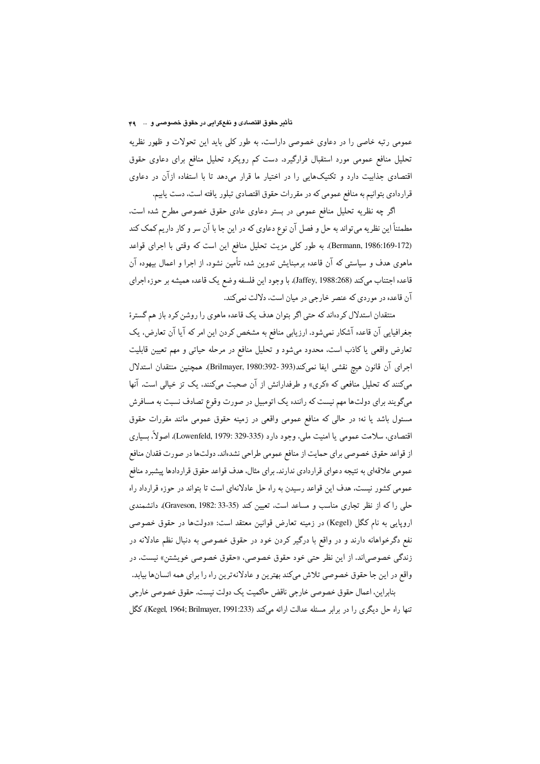عمومی رتبه خاصی را در دعاوی خصوصی داراست، به طور کلی باید این تحولات و ظهور نظریه تحلیل منافع عمومی مورد استقبال قرارگیرد. دست کم رویکرد تحلیل منافع برای دعاوی حقوق اقتصادی جذابیت دارد و تکنیک‌هایی را در اختیار ما قرار می‌دهد تا با استفاده ازآن در دعاوی قراردادی بتوانیم به منافع عمومی که در مقررات حقوق اقتصادی تبلور یافته است، دست یابیم.

اگر چه نظریه تحلیل منافع عمومی در بستر دعاوی عادی حقوق خصوصی مطرح شده است، مطمئناً این نظریه می‌تواند به حل و فصل آن نوع دعاوی که در این جا با آن سر و کار داریم کمک کند (Bermann, 1986:169-172). به طور کلی مزیت تحلیل منافع این است که وقتی با اجرای قواعد ماهوی هدف و سیاستی که آن قاعده برمبنایش تدوین شده تأمین نشود، از اجرا و اعمال بیهوده آن قاعده اجتناب می‌کند (Jaffey, 1988:268). با وجود این فلسفه وضع یک قاعده همیشه بر حوزه اجرای آن قاعده در موردی که عنصر خارجی در میان است، دلالت نمی‌کند.

منتقدان استدلال کرده‌اند که حتی اگر بتوان هدف یک قاعده ماهوی را روشن کرد باز هم گسترهٔ جغرافیایی آن قاعده آشکار نمی‌شود. ارزیابی منافع به مشخص کردن این امر که آیا آن تعارض، یک تعارض واقعی یا کاذب است، محدود می‌شود و تحلیل منافع در مرحله حیاتی و مهم تعیین قابلیت اجرای آن قانون هیچ نقشی ایفا نمی‌کند(Brilmayer, 1980:392- 393). همچنین منتقدان استدلال می‌کنند که تحلیل منافعی که «کری» و طرفدارانش از آن صحبت می‌کنند، یک تز خیالی است. آنها می‌گویند برای دولت‌ها مهم نیست که راننده یک اتومبیل در صورت وقوع تصادف نسبت به مسافرش مسئول باشد یا نه؛ در حالی که منافع عمومی واقعی در زمینه حقوق عمومی مانند مقررات حقوق اقتصادی، سلامت عمومی یا امنیت ملی، وجود دارد (Lowenfeld, 1979: 329-335). اصولاً، بسیاری از قواعد حقوق خصوصی برای حمایت از منافع عمومی طراحی نشده‌اند. دولت‌ها در صورت فقدان منافع عمومی علاقه‌ای به نتیجه دعوای قراردادی ندارند. برای مثال، هدف قواعد حقوق قراردادها پیشبرد منافع عمومی کشور نیست، هدف این قواعد رسیدن به راه حل عادلانه‌ای است تا بتواند در حوزه قرارداد راه حلی را که از نظر تجاری مناسب و مساعد است، تعیین کند (Graveson, 1982: 33-35). دانشمندی اروپایی به نام کگل (Kegel) در زمینه تعارض قوانین معتقد است: «دولت‌ها در حقوق خصوصی نفع دگرخواهانه دارند و در واقع با درگیر کردن خود در حقوق خصوصی به دنبال نظم عادلانه در زندگی خصوصی‌اند. از این نظر حتی خود حقوق خصوصی، «حقوق خصوصی خویشتن» نیست. در واقع در این جا حقوق خصوصی تلاش می‌کند بهترین و عادلانه‌ترین راه را برای همه انسان‌ها بیابد.

بنابراین، اعمال حقوق خصوصی خارجی ناقض حاکمیت یک دولت نیست. حقوق خصوصی خارجی تنها راه حل دیگری را در برابر مسئله عدالت ارائه می‌کند (Kegel, 1964; Brilmayer, 1991:233). کگل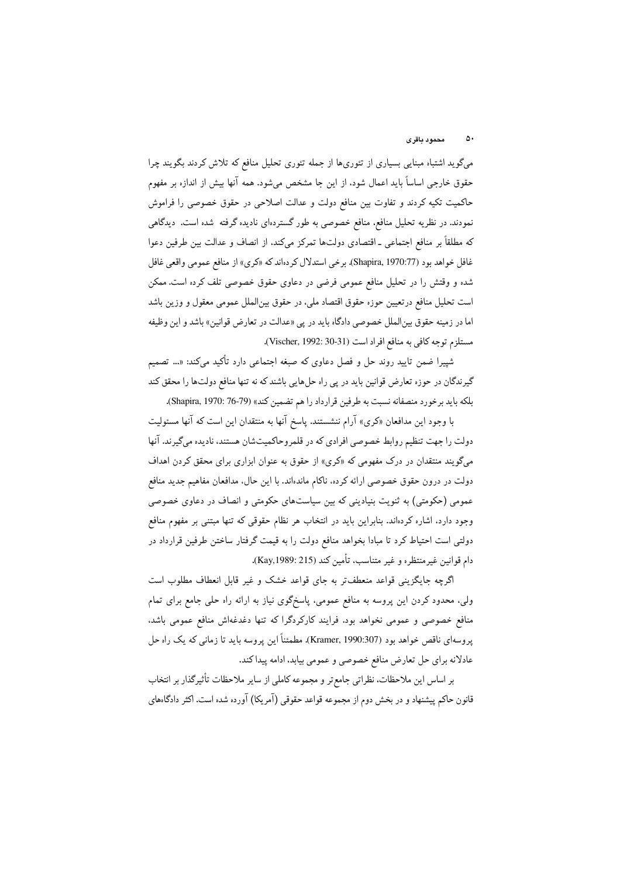می‌گوید اشتباه مبنایی بسیاری از تئوری‌ها از جمله تئوری تحلیل منافع که تلاش کردند بگویند چرا حقوق خارجی اساساً باید اعمال شود، از این جا مشخص می‌شود. همه آنها بیش از اندازه بر مفهوم حاکمیت تکیه کردند و تفاوت بین منافع دولت و عدالت اصلاحی در حقوق خصوصی را فراموش نمودند. در نظریه تحلیل منافع، منافع خصوصی به طور گسترده‌ای نادیده گرفته شده است. دیدگاهی که مطلقاً بر منافع اجتماعی ـ اقتصادی دولت‌ها تمرکز می‌کند، از انصاف و عدالت بین طرفین دعوا غافل خواهد بود (Shapira, 1970:77). برخی استدلال کرده‌اند که «کری» از منافع عمومی واقعی غافل شده و وقتش را در تحلیل منافع عمومی فرضی در دعاوی حقوق خصوصی تلف کرده است. ممکن است تحلیل منافع درتعیین حوزه حقوق اقتصاد ملی، در حقوق بین‌الملل عمومی معقول و وزین باشد اما در زمینه حقوق بین‌الملل خصوصی دادگاه باید در پی «عدالت در تعارض قوانین» باشد و این وظیفه مستلزم توجه کافی به منافع افراد است (Vischer, 1992: 30-31).

شپیرا ضمن تایید روند حل و فصل دعاوی که صبغه اجتماعی دارد تأکید می‌کند: «... تصمیم گیرندگان در حوزه تعارض قوانین باید در پی راه حل‌هایی باشند که نه تنها منافع دولت‌ها را محقق کند بلکه باید برخورد منصفانه نسبت به طرفین قرارداد را هم تضمین کند» (Shapira, 1970: 76-79).

با وجود این مدافعان «کری» آرام ننشستند. پاسخ آنها به منتقدان این است که آنها مسئولیت دولت را جهت تنظیم روابط خصوصی افرادی که در قلمروحاکمیت‌شان هستند، نادیده می‌گیرند. آنها می‌گویند منتقدان در درک مفهومی که «کری» از حقوق به عنوان ابزاری برای محقق کردن اهداف دولت در درون حقوق خصوصی ارائه کرده، ناکام مانده‌اند. با این حال، مدافعان مفاهیم جدید منافع عمومی (حکومتی) به ثنویت بنیادینی که بین سیاست‌های حکومتی و انصاف در دعاوی خصوصی وجود دارد، اشاره کرده‌اند. بنابراین باید در انتخاب هر نظام حقوقی که تنها مبتنی بر مفهوم منافع دولتی است احتیاط کرد تا مبادا بخواهد منافع دولت را به قیمت گرفتار ساختن طرفین قرارداد در دام قوانین غیرمنتظره و غیر متناسب، تأمین کند (Kay,1989: 215).

اگرچه جایگزینی قواعد منعطف‌تر به جای قواعد خشک و غیر قابل انعطاف مطلوب است ولی، محدود کردن این پروسه به منافع عمومی، پاسخگوی نیاز به ارائه راه حلی جامع برای تمام منافع خصوصی و عمومی نخواهد بود. فرایند کارکردگرا که تنها دغدغه‌اش منافع عمومی باشد، پروسه‌ای ناقص خواهد بود (Kramer, 1990:307). مطمئناً این پروسه باید تا زمانی که یک راه حل عادلانه برای حل تعارض منافع خصوصی و عمومی بیابد، ادامه پیدا کند.

بر اساس این ملاحظات، نظراتی جامع‌تر و مجموعه کاملی از سایر ملاحظات تأثیرگذار بر انتخاب قانون حاکم پیشنهاد و در بخش دوم از مجموعه قواعد حقوقی (آمریکا) آورده شده است. اکثر دادگاه‌های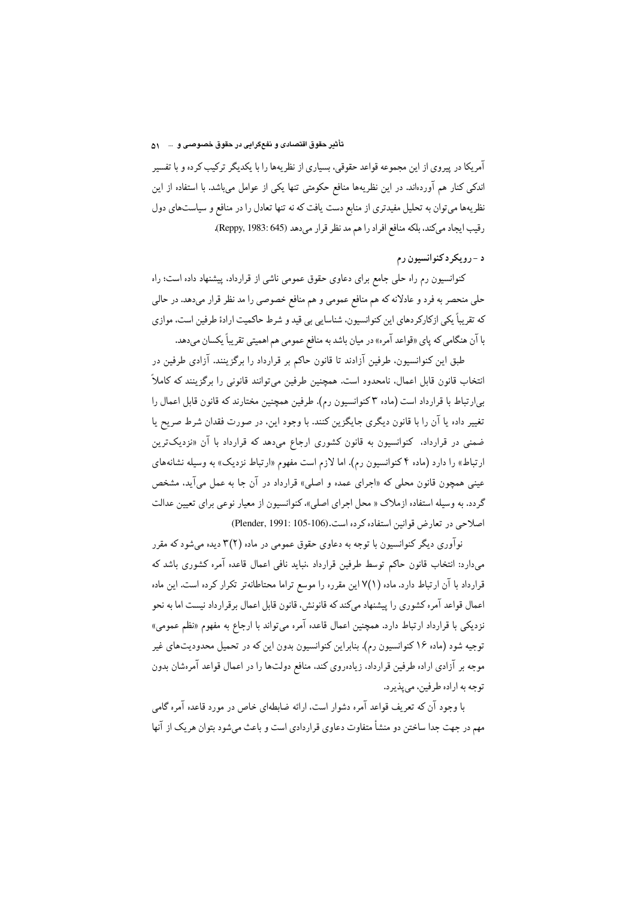آمریکا در پیروی از این مجموعه قواعد حقوقی، بسیاری از نظریه‌ها را با یکدیگر ترکیب کرده و با تفسیر اندکی کنار هم آورده‌اند. در این نظریه‌ها منافع حکومتی تنها یکی از عوامل می‌باشد. با استفاده از این نظریه‌ها می‌توان به تحلیل مفیدتری از منابع دست یافت که نه تنها تعادل را در منافع و سیاست‌های دول رقیب ایجاد می‌کند، بلکه منافع افراد را هم مد نظر قرار می‌دهد (Reppy, 1983: 645).

### د - رویکرد کنوانسیون رم

کنوانسیون رم راه حلی جامع برای دعاوی حقوق عمومی ناشی از قرارداد، پیشنهاد داده است؛ راه حلی منحصر به فرد و عادلانه که هم منافع عمومی و هم منافع خصوصی را مد نظر قرار می‌دهد. در حالی که تقریباً یکی ازکارکردهای این کنوانسیون، شناسایی بی قید و شرط حاکمیت ارادۀ طرفین است، موازی با آن هنگامی که پای «قواعد آمره» در میان باشد به منافع عمومی هم اهمیتی تقریباً یکسان می‌دهد.

طبق این کنوانسیون، طرفین آزادند تا قانون حاکم بر قرارداد را برگزینند. آزادی طرفین در انتخاب قانون قابل اعمال، نامحدود است. همچنین طرفین می‌توانند قانونی را برگزینند که کاملاً بی‌ارتباط با قرارداد است (ماده ۳ کنوانسیون رم). طرفین همچنین مختارند که قانون قابل اعمال را تغییر داده یا آن را با قانون دیگری جایگزین کنند. با وجود این، در صورت فقدان شرط صریح یا ضمنی در قرارداد، کنوانسیون به قانون کشوری ارجاع می‌دهد که قرارداد با آن «نزدیک‌ترین ارتباط» را دارد (ماده ۴ کنوانسیون رم). اما لازم است مفهوم «ارتباط نزدیک» به وسیله نشانه‌های عینی همچون قانون محلی که «اجرای عمده و اصلی» قرارداد در آن جا به عمل می‌آید، مشخص گردد. به وسیله استفاده ازملاک « محل اجرای اصلی»، کنوانسیون از معیار نوعی برای تعیین عدالت اصلاحی در تعارض قوانین استفاده کرده است.(Plender, 1991: 105-106)

نوآوری دیگر کنوانسیون با توجه به دعاوی حقوق عمومی در ماده (۲)۳ دیده می‌شود که مقرر می‌دارد: انتخاب قانون حاکم توسط طرفین قرارداد ،نباید نافی اعمال قاعده آمره کشوری باشد که قرارداد با آن ارتباط دارد. ماده (۱)۷ این مقرره را موسع تراما محتاطانه‌تر تکرار کرده است. این ماده اعمال قواعد آمره کشوری را پیشنهاد می‌کند که قانونش، قانون قابل اعمال برقرارداد نیست اما به نحو نزدیکی با قرارداد ارتباط دارد. همچنین اعمال قاعده آمره می‌تواند با ارجاع به مفهوم «نظم عمومی» توجیه شود (ماده ۱۶ کنوانسیون رم). بنابراین کنوانسیون بدون این که در تحمیل محدودیت‌های غیر موجه بر آزادی اراده طرفین قرارداد، زیاده‌روی کند، منافع دولت‌ها را در اعمال قواعد آمره‌شان بدون توجه به اراده طرفین، می‌پذیرد.

با وجود آن که تعریف قواعد آمره دشوار است، ارائه ضابطه‌ای خاص در مورد قاعده آمره گامی مهم در جهت جدا ساختن دو منشأ متفاوت دعاوی قراردادی است و باعث می‌شود بتوان هریک از آنها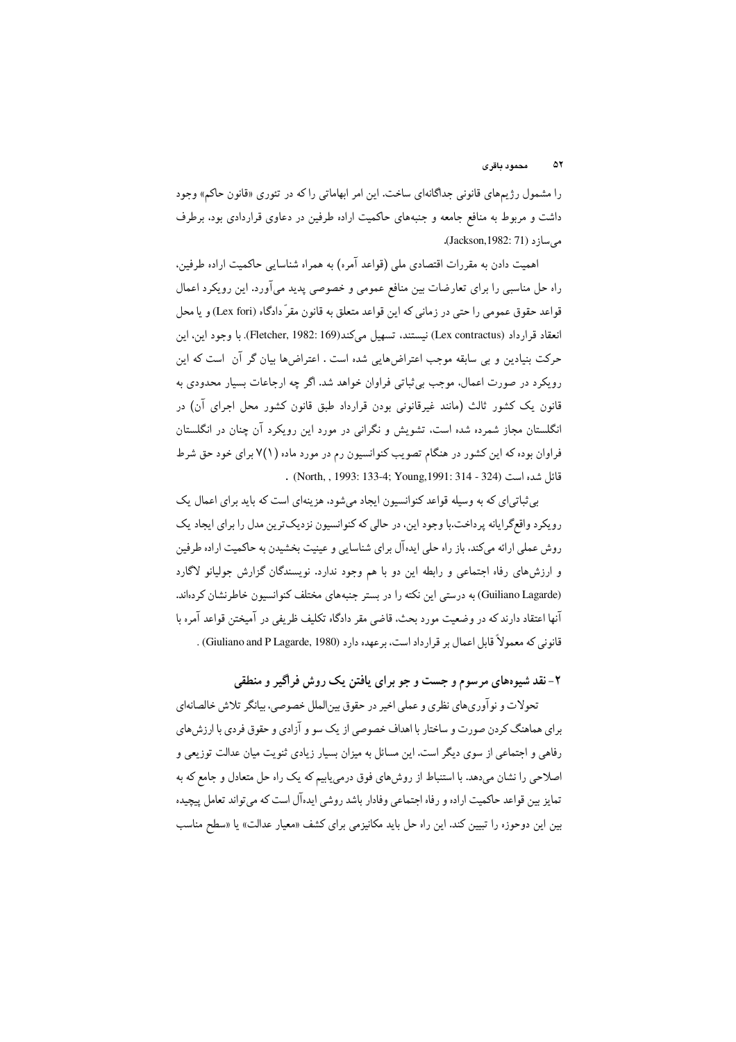را مشمول رژیم‌های قانونی جداگانه‌ای ساخت. این امر ابهاماتی را که در تئوری «قانون حاکم» وجود داشت و مربوط به منافع جامعه و جنبه‌های حاکمیت اراده طرفین در دعاوی قراردادی بود، برطرف می‌سازد (Jackson,1982: 71).

اهمیت دادن به مقررات اقتصادی ملی (قواعد آمره) به همراه شناسایی حاکمیت اراده طرفین، راه حل مناسبی را برای تعارضات بین منافع عمومی و خصوصی پدید می‌آورد. این رویکرد اعمال قواعد حقوق عمومی را حتی در زمانی که این قواعد متعلق به قانون مقرّ دادگاه (Lex fori) و یا محل انعقاد قرارداد (Lex contractus) نیستند، تسهیل می‌کند(Fletcher, 1982: 169). با وجود این، این حرکت بنیادین و بی سابقه موجب اعتراض‌هایی شده است . اعتراض‌ها بیان گر آن است که این رویکرد در صورت اعمال، موجب بی‌ثباتی فراوان خواهد شد. اگر چه ارجاعات بسیار محدودی به قانون یک کشور ثالث (مانند غیرقانونی بودن قرارداد طبق قانون کشور محل اجرای آن) در انگلستان مجاز شمرده شده است، تشویش و نگرانی در مورد این رویکرد آن چنان در انگلستان فراوان بوده که این کشور در هنگام تصویب کنوانسیون رم در مورد ماده ۷(۱) برای خود حق شرط قائل شده است (North, , 1993: 133-4; Young,1991: 314 - 324) .

بی‌ثباتی‌ای که به وسیله قواعد کنوانسیون ایجاد می‌شود، هزینه‌ای است که باید برای اعمال یک رویکرد واقع‌گرایانه پرداخت.با وجود این، در حالی که کنوانسیون نزدیک‌ترین مدل را برای ایجاد یک روش عملی ارائه می‌کند، باز راه حلی ایده‌آل برای شناسایی و عینیت بخشیدن به حاکمیت اراده طرفین و ارزش‌های رفاه اجتماعی و رابطه این دو با هم وجود ندارد. نویسندگان گزارش جولیانو لاگارد (Guiliano Lagarde) به درستی این نکته را در بستر جنبه‌های مختلف کنوانسیون خاطرنشان کرده‌اند. آنها اعتقاد دارند که در وضعیت مورد بحث، قاضی مقر دادگاه، تکلیف ظریفی در آمیختن قواعد آمره با قانونی که معمولاً قابل اعمال بر قرارداد است، برعهده دارد (Giuliano and P Lagarde, 1980) .

## ۲- نقد شیوه‌های مرسوم و جست و جو برای یافتن یک روش فراگیر و منطقی

تحولات و نوآوری‌های نظری و عملی اخیر در حقوق بین‌الملل خصوصی، بیانگر تلاش خالصانه‌ای برای هماهنگ کردن صورت و ساختار با اهداف خصوصی از یک سو و آزادی و حقوق فردی با ارزش‌های رفاهی و اجتماعی از سوی دیگر است. این مسائل به میزان بسیار زیادی ثنویت میان عدالت توزیعی و اصلاحی را نشان می‌دهد. با استنباط از روش‌های فوق درمی‌یابیم که یک راه حل متعادل و جامع که به تمایز بین قواعد حاکمیت اراده و رفاه اجتماعی وفادار باشد روشی ایده‌آل است که می‌تواند تعامل پیچیده بین این دوحوزه را تبیین کند. این راه حل باید مکانیزمی برای کشف «معیار عدالت» یا «سطح مناسب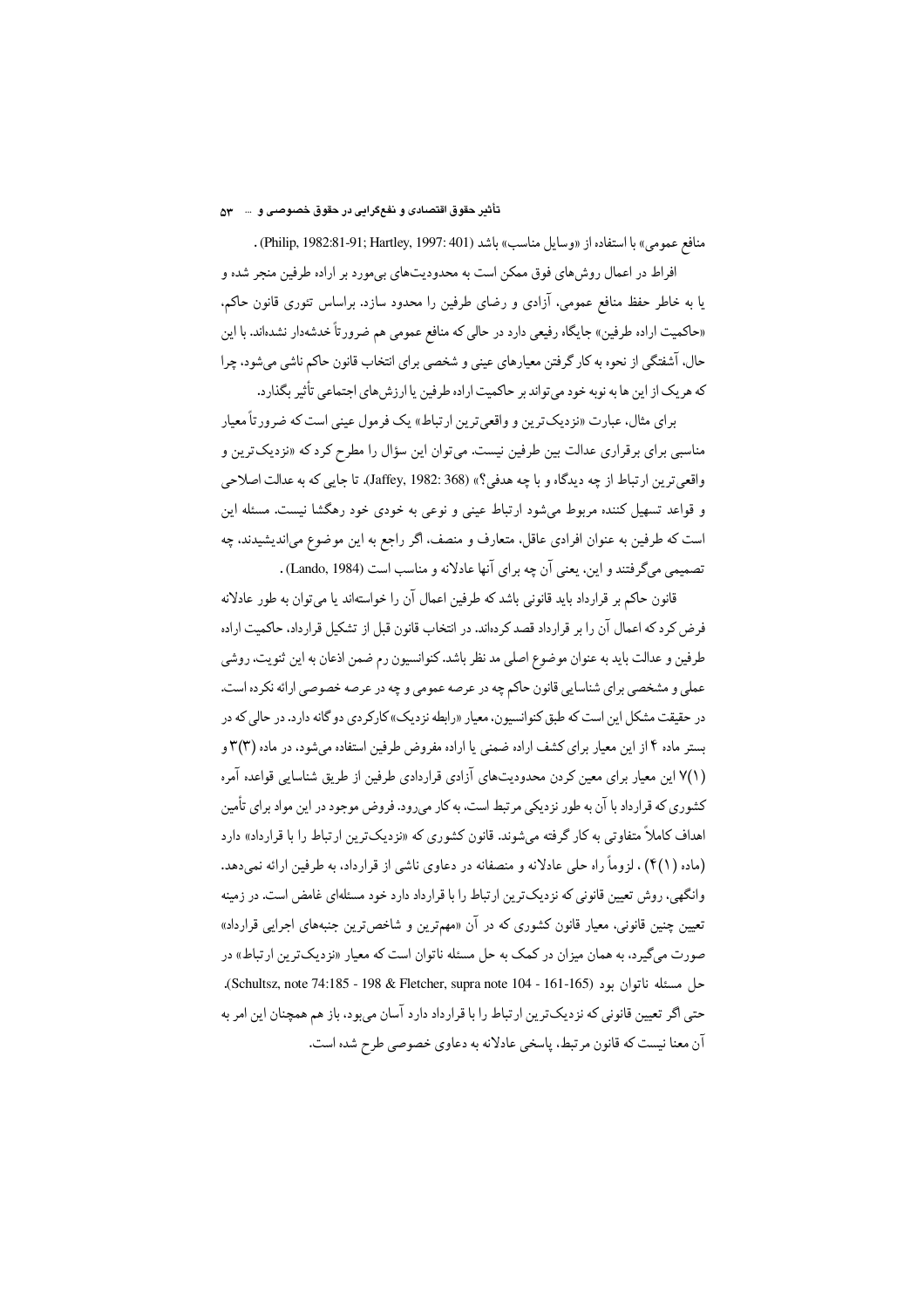منافع عمومی» با استفاده از «وسایل مناسب» باشد (Philip, 1982:81-91; Hartley, 1997: 401) .

افراط در اعمال روش‌های فوق ممکن است به محدودیت‌های بی‌مورد بر اراده طرفین منجر شده و یا به خاطر حفظ منافع عمومی، آزادی و رضای طرفین را محدود سازد. براساس تئوری قانون حاکم، «حاکمیت اراده طرفین» جایگاه رفیعی دارد در حالی که منافع عمومی هم ضرورتاً خدشه‌دار نشده‌اند. با این حال، آشفتگی از نحوه به کار گرفتن معیارهای عینی و شخصی برای انتخاب قانون حاکم ناشی می‌شود، چرا که هریک از این ها به نوبه خود می‌تواند بر حاکمیت اراده طرفین یا ارزش‌های اجتماعی تأثیر بگذارد.

برای مثال، عبارت «نزدیک‌ترین و واقعی‌ترین ارتباط» یک فرمول عینی است که ضرورتاً معیار مناسبی برای برقراری عدالت بین طرفین نیست. می‌توان این سؤال را مطرح کرد که «نزدیک‌ترین و واقعی‌ترین ارتباط از چه دیدگاه و با چه هدفی؟» (Jaffey, 1982: 368). تا جایی که به عدالت اصلاحی و قواعد تسهیل کننده مربوط می‌شود ارتباط عینی و نوعی به خودی خود رهگشا نیست. مسئله این است که طرفین به عنوان افرادی عاقل، متعارف و منصف، اگر راجع به این موضوع می‌اندیشیدند، چه تصمیمی می‌گرفتند و این، یعنی آن چه برای آنها عادلانه و مناسب است (Lando, 1984) .

قانون حاکم بر قرارداد باید قانونی باشد که طرفین اعمال آن را خواسته‌اند یا می‌توان به طور عادلانه فرض کرد که اعمال آن را بر قرارداد قصد کرده‌اند. در انتخاب قانون قبل از تشکیل قرارداد، حاکمیت اراده طرفین و عدالت باید به عنوان موضوع اصلی مد نظر باشد. کنوانسیون رم ضمن اذعان به این ثنویت، روشی عملی و مشخصی برای شناسایی قانون حاکم چه در عرصه عمومی و چه در عرصه خصوصی ارائه نکرده است. در حقیقت مشکل این است که طبق کنوانسیون، معیار «رابطه نزدیک» کارکردی دوگانه دارد. در حالی که در بستر ماده ۴ از این معیار برای کشف اراده ضمنی یا اراده مفروض طرفین استفاده می‌شود، در ماده (۳)۳ و (۱)۷ این معیار برای معین کردن محدودیت‌های آزادی قراردادی طرفین از طریق شناسایی قواعده آمره کشوری که قرارداد با آن به طور نزدیکی مرتبط است، به کار می‌رود. فروض موجود در این مواد برای تأمین اهداف کاملاً متفاوتی به کار گرفته می‌شوند. قانون کشوری که «نزدیک‌ترین ارتباط را با قرارداد» دارد (ماده (۱)۴) ، لزوماً راه حلی عادلانه و منصفانه در دعاوی ناشی از قرارداد، به طرفین ارائه نمی‌دهد. وانگهی، روش تعیین قانونی که نزدیک‌ترین ارتباط را با قرارداد دارد خود مسئله‌ای غامض است. در زمینه تعیین چنین قانونی، معیار قانون کشوری که در آن «مهم‌ترین و شاخص‌ترین جنبه‌های اجرایی قرارداد» صورت می‌گیرد، به همان میزان در کمک به حل مسئله ناتوان است که معیار «نزدیک‌ترین ارتباط» در حل مسئله ناتوان بود (Schultsz, note 74:185 - 198 & Fletcher, supra note 104 - 161-165). حتی اگر تعیین قانونی که نزدیک‌ترین ارتباط را با قرارداد دارد آسان می‌بود، باز هم همچنان این امر به آن معنا نیست که قانون مرتبط، پاسخی عادلانه به دعاوی خصوصی طرح شده است.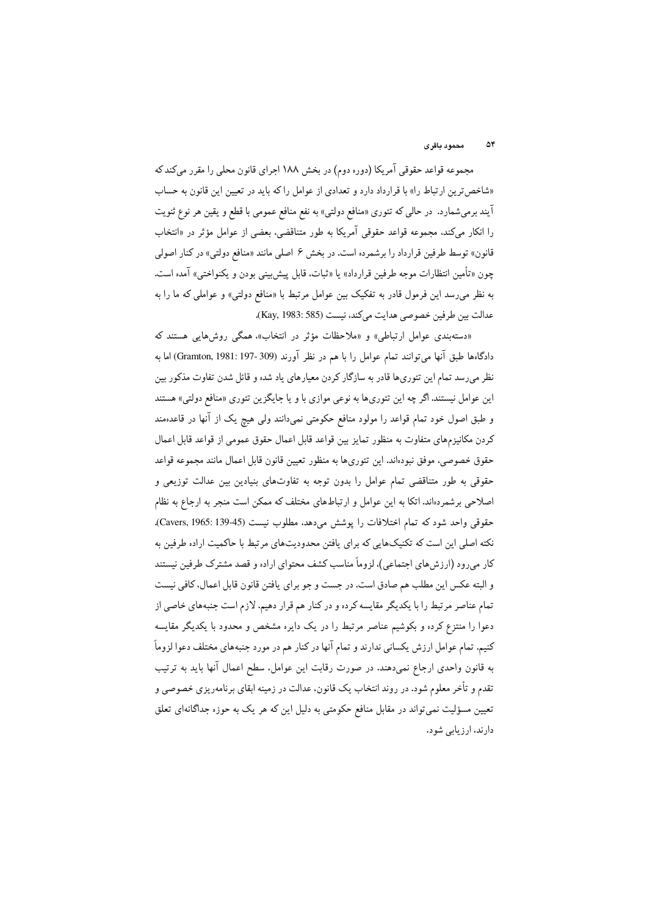مجموعه قواعد حقوقی آمریکا (دوره دوم) در بخش ۱۸۸ اجرای قانون محلی را مقرر می‌کند که «شاخص‌ترین ارتباط را» با قرارداد دارد و تعدادی از عوامل را که باید در تعیین این قانون به حساب آیند برمی‌شمارد. در حالی که تئوری «منافع دولتی» به نفع منافع عمومی با قطع و یقین هر نوع ثنویت را انکار می‌کند، مجموعه قواعد حقوقی آمریکا به طور متناقضی، بعضی از عوامل مؤثر در «انتخاب قانون» توسط طرفین قرارداد را برشمرده است. در بخش ۶ اصلی مانند «منافع دولتی» در کنار اصولی چون «تأمین انتظارات موجه طرفین قرارداد» یا «ثبات، قابل پیش‌بینی بودن و یکنواختی» آمده است. به نظر می‌رسد این فرمول قادر به تفکیک بین عوامل مرتبط با «منافع دولتی» و عواملی که ما را به عدالت بین طرفین خصوصی هدایت می‌کند، نیست (Kay, 1983: 585).

«دسته‌بندی عوامل ارتباطی» و «ملاحظات مؤثر در انتخاب»، همگی روش‌هایی هستند که دادگاه‌ها طبق آنها می‌توانند تمام عوامل را با هم در نظر آورند (Gramton, 1981: 197- 309) اما به نظر می‌رسد تمام این تئوری‌ها قادر به سازگار کردن معیارهای یاد شده و قائل شدن تفاوت مذکور بین این عوامل نیستند. اگر چه این تئوری‌ها به نوعی موازی با و یا جایگزین تئوری «منافع دولتی» هستند و طبق اصول خود تمام قواعد را مولود منافع حکومتی نمی‌دانند ولی هیچ یک از آنها در قاعده‌مند کردن مکانیزم‌های متفاوت به منظور تمایز بین قواعد قابل اعمال حقوق عمومی از قواعد قابل اعمال حقوق خصوصی، موفق نبوده‌اند. این تئوری‌ها به منظور تعیین قانون قابل اعمال مانند مجموعه قواعد حقوقی به طور متناقضی تمام عوامل را بدون توجه به تفاوت‌های بنیادین بین عدالت توزیعی و اصلاحی برشمرده‌اند. اتکا به این عوامل و ارتباط‌های مختلف که ممکن است منجر به ارجاع به نظام حقوقی واحد شود که تمام اختلافات را پوشش می‌دهد، مطلوب نیست (Cavers, 1965: 139-45).

نکته اصلی این است که تکنیک‌هایی که برای یافتن محدودیت‌های مرتبط با حاکمیت اراده طرفین به کار می‌رود (ارزش‌های اجتماعی)، لزوماً مناسب کشف محتوای اراده و قصد مشترک طرفین نیستند و البته عکس این مطلب هم صادق است. در جست و جو برای یافتن قانون قابل اعمال، کافی نیست تمام عناصر مرتبط را با یکدیگر مقایسه کرده و در کنار هم قرار دهیم. لازم است جنبه‌های خاصی از دعوا را منتزع کرده و بکوشیم عناصر مرتبط را در یک دایره مشخص و محدود با یکدیگر مقایسه کنیم. تمام عوامل ارزش یکسانی ندارند و تمام آنها در کنار هم در مورد جنبه‌های مختلف دعوا لزوماً به قانون واحدی ارجاع نمی‌دهند. در صورت رقابت این عوامل، سطح اعمال آنها باید به ترتیب تقدم و تأخر معلوم شود. در روند انتخاب یک قانون، عدالت در زمینه ابقای برنامه‌ریزی خصوصی و تعیین مسؤلیت نمی‌تواند در مقابل منافع حکومتی به دلیل این که هر یک به حوزه جداگانه‌ای تعلق دارند، ارزیابی شود.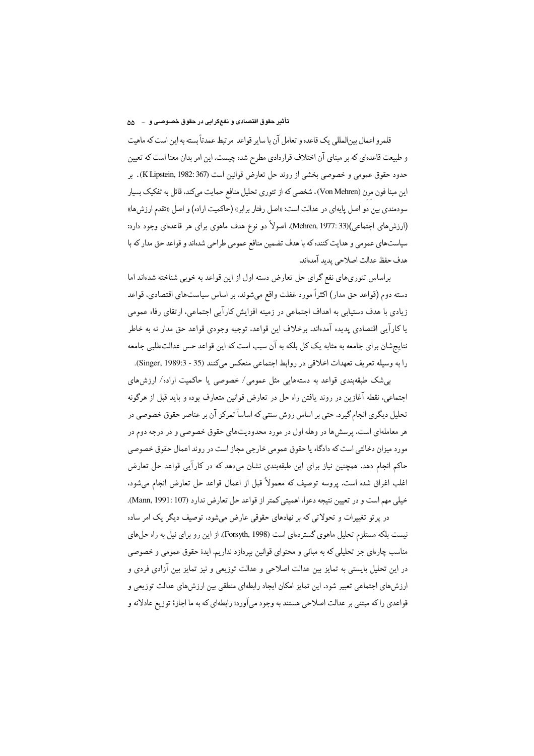قلمرو اعمال بین‌المللی یک قاعده و تعامل آن با سایر قواعد مرتبط عمدتاً بسته به این است که ماهیت و طبیعت قاعده‌ای که بر مبنای آن اختلاف قراردادی مطرح شده چیست. این امر بدان معنا است که تعیین حدود حقوق عمومی و خصوصی بخشی از روند حل تعارض قوانین است (K Lipstein, 1982: 367). بر این مبنا فون مرن (Von Mehren)، شخصی که از تئوری تحلیل منافع حمایت می‌کند، قائل به تفکیک بسیار سودمندی بین دو اصل پایه‌ای در عدالت است: «اصل رفتار برابر» (حاکمیت اراده) و اصل «تقدم ارزش‌ها» (ارزش‌های اجتماعی)(Mehren, 1977: 33)، اصولاً دو نوع هدف ماهوی برای هر قاعده‌ای وجود دارد: سیاست‌های عمومی و هدایت کننده که با هدف تضمین منافع عمومی طراحی شده‌اند و قواعد حق مدار که با هدف حفظ عدالت اصلاحی پدید آمده‌اند.

براساس تئوری‌های نفع گرای حل تعارض دسته اول از این قواعد به خوبی شناخته شده‌اند اما دسته دوم (قواعد حق مدار) اکثراً مورد غفلت واقع می‌شوند. بر اساس سیاست‌های اقتصادی، قواعد زیادی با هدف دستیابی به اهداف اجتماعی در زمینه افزایش کارآیی اجتماعی، ارتقای رفاه عمومی یا کارآیی اقتصادی پدیده آمده‌اند. برخلاف این قواعد، توجیه وجودی قواعد حق مدار نه به خاطر نتایج‌شان برای جامعه به مثابه یک کل بلکه به آن سبب است که این قواعد حس عدالت‌طلبی جامعه را به وسیله تعریف تعهدات اخلاقی در روابط اجتماعی منعکس می‌کنند (Singer, 1989:3 - 35).

بی‌شک طبقه‌بندی قواعد به دسته‌هایی مثل عمومی/ خصوصی یا حاکمیت اراده/ ارزش‌های اجتماعی، نقطه آغازین در روند یافتن راه حل در تعارض قوانین متعارف بوده و باید قبل از هرگونه تحلیل دیگری انجام گیرد. حتی بر اساس روش سنتی که اساساً تمرکز آن بر عناصر حقوق خصوصی در هر معامله‌ای است، پرسش‌ها در وهله اول در مورد محدودیت‌های حقوق خصوصی و در درجه دوم در مورد میزان دخالتی است که دادگاه یا حقوق عمومی خارجی مجاز است در روند اعمال حقوق خصوصی حاکم انجام دهد. همچنین نیاز برای این طبقه‌بندی نشان می‌دهد که در کارآیی قواعد حل تعارض اغلب اغراق شده است. پروسه توصیف که معمولاً قبل از اعمال قواعد حل تعارض انجام می‌شود، خیلی مهم است و در تعیین نتیجه دعوا، اهمیتی کمتر از قواعد حل تعارض ندارد (Mann, 1991: 107).

در پرتو تغییرات و تحولاتی که بر نهادهای حقوقی عارض می‌شود، توصیف دیگر یک امر ساده نیست بلکه مستلزم تحلیل ماهوی گسترده‌ای است (Forsyth, 1998). از این رو برای نیل به راه حل‌های مناسب چاره‌ای جز تحلیلی که به مبانی و محتوای قوانین بپردازد نداریم. ایدهٔ حقوق عمومی و خصوصی در این تحلیل بایستی به تمایز بین عدالت اصلاحی و عدالت توزیعی و نیز تمایز بین آزادی فردی و ارزش‌های اجتماعی تعبیر شود. این تمایز امکان ایجاد رابطه‌ای منطقی بین ارزش‌های عدالت توزیعی و قواعدی را که مبتنی بر عدالت اصلاحی هستند به وجود می‌آورد؛ رابطه‌ای که به ما اجازهٔ توزیع عادلانه و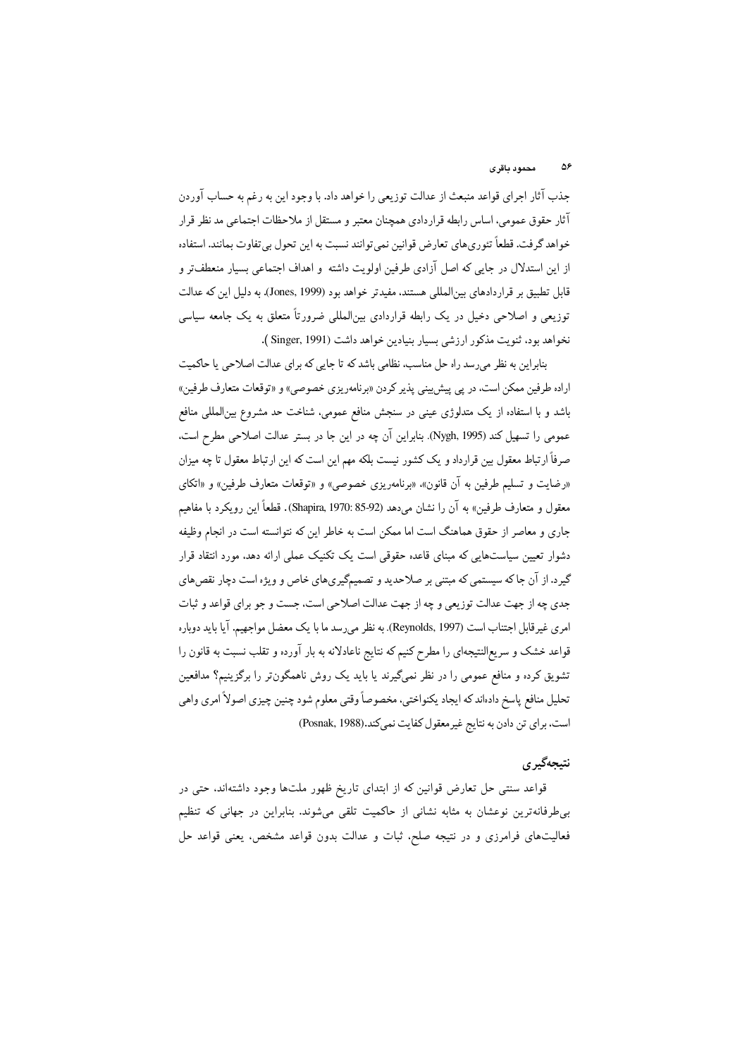جذب آثار اجرای قواعد منبعث از عدالت توزیعی را خواهد داد. با وجود این به رغم به حساب آوردن آثار حقوق عمومی، اساس رابطه قراردادی همچنان معتبر و مستقل از ملاحظات اجتماعی مد نظر قرار خواهد گرفت. قطعاً تئوری‌های تعارض قوانین نمی‌توانند نسبت به این تحول بی‌تفاوت بمانند. استفاده از این استدلال در جایی که اصل آزادی طرفین اولویت داشته و اهداف اجتماعی بسیار منعطف‌تر و قابل تطبیق بر قراردادهای بین‌المللی هستند، مفیدتر خواهد بود (Jones, 1999). به دلیل این که عدالت توزیعی و اصلاحی دخیل در یک رابطه قراردادی بین‌المللی ضرورتاً متعلق به یک جامعه سیاسی نخواهد بود، ثنویت مذکور ارزشی بسیار بنیادین خواهد داشت (Singer, 1991 ).

بنابراین به نظر می‌رسد راه حل مناسب، نظامی باشد که تا جایی که برای عدالت اصلاحی یا حاکمیت اراده طرفین ممکن است، در پی پیش‌بینی پذیر کردن «برنامه‌ریزی خصوصی» و «توقعات متعارف طرفین» باشد و با استفاده از یک متدلوژی عینی در سنجش منافع عمومی، شناخت حد مشروع بین‌المللی منافع عمومی را تسهیل کند (Nygh, 1995). بنابراین آن چه در این جا در بستر عدالت اصلاحی مطرح است، صرفاً ارتباط معقول بین قرارداد و یک کشور نیست بلکه مهم این است که این ارتباط معقول تا چه میزان «رضایت و تسلیم طرفین به آن قانون»، «برنامه‌ریزی خصوصی» و «توقعات متعارف طرفین» و «اتکای معقول و متعارف طرفین» به آن را نشان می‌دهد (Shapira, 1970: 85-92). قطعاً این رویکرد با مفاهیم جاری و معاصر از حقوق هماهنگ است اما ممکن است به خاطر این که نتوانسته است در انجام وظیفه دشوار تعیین سیاست‌هایی که مبنای قاعده حقوقی است یک تکنیک عملی ارائه دهد، مورد انتقاد قرار گیرد. از آن جا که سیستمی که مبتنی بر صلاحدید و تصمیم‌گیری‌های خاص و ویژه است دچار نقص‌های جدی چه از جهت عدالت توزیعی و چه از جهت عدالت اصلاحی است، جست و جو برای قواعد و ثبات امری غیرقابل اجتناب است (Reynolds, 1997). به نظر می‌رسد ما با یک معضل مواجهیم. آیا باید دوباره قواعد خشک و سریع‌النتیجه‌ای را مطرح کنیم که نتایج ناعادلانه به بار آورده و تقلب نسبت به قانون را تشویق کرده و منافع عمومی را در نظر نمی‌گیرند یا باید یک روش ناهمگون‌تر را برگزینیم؟ مدافعین تحلیل منافع پاسخ داده‌اند که ایجاد یکنواختی، مخصوصاً وقتی معلوم شود چنین چیزی اصولاً امری واهی است، برای تن دادن به نتایج غیرمعقول کفایت نمی‌کند.(Posnak, 1988)

## نتیجه‌گیری

قواعد سنتی حل تعارض قوانین که از ابتدای تاریخ ظهور ملت‌ها وجود داشته‌اند، حتی در بی‌طرفانه‌ترین نوعشان به مثابه نشانی از حاکمیت تلقی می‌شوند. بنابراین در جهانی که تنظیم فعالیت‌های فرامرزی و در نتیجه صلح، ثبات و عدالت بدون قواعد مشخص، یعنی قواعد حل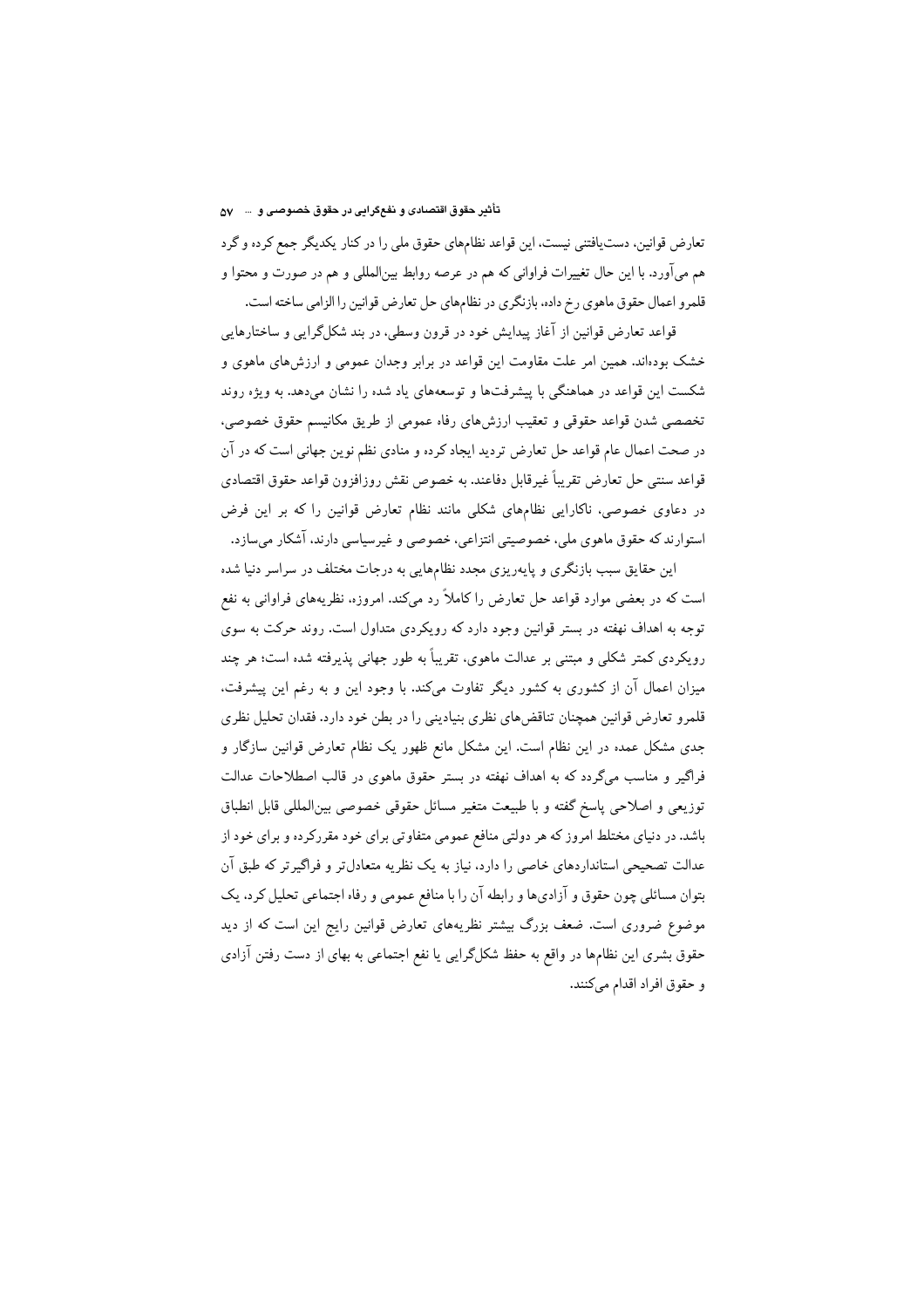تعارض قوانین، دست‌یافتنی نیست، این قواعد نظام‌های حقوق ملی را در کنار یکدیگر جمع کرده و گرد هم می‌آورد. با این حال تغییرات فراوانی که هم در عرصه روابط بین‌المللی و هم در صورت و محتوا و قلمرو اعمال حقوق ماهوی رخ داده، بازنگری در نظام‌های حل تعارض قوانین را الزامی ساخته است.

قواعد تعارض قوانین از آغاز پیدایش خود در قرون وسطی، در بند شکل‌گرایی و ساختارهایی خشک بوده‌اند. همین امر علت مقاومت این قواعد در برابر وجدان عمومی و ارزش‌های ماهوی و شکست این قواعد در هماهنگی با پیشرفت‌ها و توسعه‌های یاد شده را نشان می‌دهد. به ویژه روند تخصصی شدن قواعد حقوقی و تعقیب ارزش‌های رفاه عمومی از طریق مکانیسم حقوق خصوصی، در صحت اعمال عام قواعد حل تعارض تردید ایجاد کرده و منادی نظم نوین جهانی است که در آن قواعد سنتی حل تعارض تقریباً غیرقابل دفاعند. به خصوص نقش روزافزون قواعد حقوق اقتصادی در دعاوی خصوصی، ناکارایی نظام‌های شکلی مانند نظام تعارض قوانین را که بر این فرض استوارند که حقوق ماهوی ملی، خصوصیتی انتزاعی، خصوصی و غیرسیاسی دارند، آشکار می‌سازد.

این حقایق سبب بازنگری و پایه‌ریزی مجدد نظام‌هایی به درجات مختلف در سراسر دنیا شده است که در بعضی موارد قواعد حل تعارض را کاملاً رد می‌کند. امروزه، نظریه‌های فراوانی به نفع توجه به اهداف نهفته در بستر قوانین وجود دارد که رویکردی متداول است. روند حرکت به سوی رویکردی کمتر شکلی و مبتنی بر عدالت ماهوی، تقریباً به طور جهانی پذیرفته شده است؛ هر چند میزان اعمال آن از کشوری به کشور دیگر تفاوت می‌کند. با وجود این و به رغم این پیشرفت، قلمرو تعارض قوانین همچنان تناقض‌های نظری بنیادینی را در بطن خود دارد. فقدان تحلیل نظری جدی مشکل عمده در این نظام است. این مشکل مانع ظهور یک نظام تعارض قوانین سازگار و فراگیر و مناسب می‌گردد که به اهداف نهفته در بستر حقوق ماهوی در قالب اصطلاحات عدالت توزیعی و اصلاحی پاسخ گفته و با طبیعت متغیر مسائل حقوقی خصوصی بین‌المللی قابل انطباق باشد. در دنیای مختلط امروز که هر دولتی منافع عمومی متفاوتی برای خود مقررکرده و برای خود از عدالت تصحیحی استانداردهای خاصی را دارد، نیاز به یک نظریه متعادل‌تر و فراگیرتر که طبق آن بتوان مسائلی چون حقوق و آزادی‌ها و رابطه آن را با منافع عمومی و رفاه اجتماعی تحلیل کرد، یک موضوع ضروری است. ضعف بزرگ بیشتر نظریه‌های تعارض قوانین رایج این است که از دید حقوق بشری این نظام‌ها در واقع به حفظ شکل‌گرایی یا نفع اجتماعی به بهای از دست رفتن آزادی و حقوق افراد اقدام می‌کنند.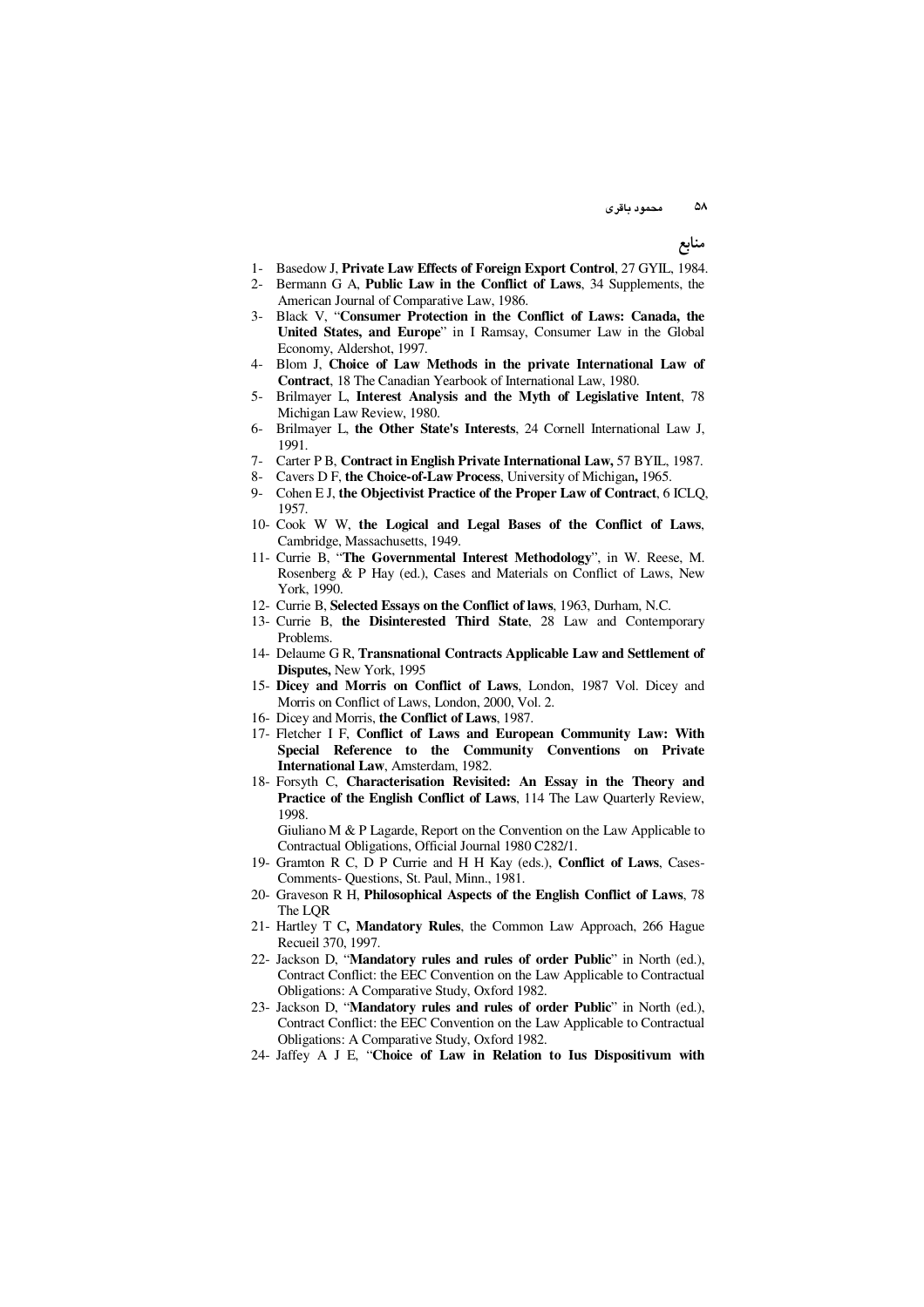## منابع

1- Basedow J, **Private Law Effects of Foreign Export Control**, 27 GYIL, 1984.
2- Bermann G A, **Public Law in the Conflict of Laws**, 34 Supplements, the American Journal of Comparative Law, 1986.
3- Black V, "**Consumer Protection in the Conflict of Laws: Canada, the United States, and Europe**" in I Ramsay, Consumer Law in the Global Economy, Aldershot, 1997.
4- Blom J, **Choice of Law Methods in the private International Law of Contract**, 18 The Canadian Yearbook of International Law, 1980.
5- Brilmayer L, **Interest Analysis and the Myth of Legislative Intent**, 78 Michigan Law Review, 1980.
6- Brilmayer L, **the Other State's Interests**, 24 Cornell International Law J, 1991.
7- Carter P B, **Contract in English Private International Law,** 57 BYIL, 1987.
8- Cavers D F, **the Choice-of-Law Process**, University of Michigan**,** 1965.
9- Cohen E J, **the Objectivist Practice of the Proper Law of Contract**, 6 ICLQ, 1957.
10- Cook W W, **the Logical and Legal Bases of the Conflict of Laws**, Cambridge, Massachusetts, 1949.
11- Currie B, "**The Governmental Interest Methodology**", in W. Reese, M. Rosenberg & P Hay (ed.), Cases and Materials on Conflict of Laws, New York, 1990.
12- Currie B, **Selected Essays on the Conflict of laws**, 1963, Durham, N.C.
13- Currie B, **the Disinterested Third State**, 28 Law and Contemporary Problems.
14- Delaume G R, **Transnational Contracts Applicable Law and Settlement of Disputes,** New York, 1995
15- **Dicey and Morris on Conflict of Laws**, London, 1987 Vol. Dicey and Morris on Conflict of Laws, London, 2000, Vol. 2.
16- Dicey and Morris, **the Conflict of Laws**, 1987.
17- Fletcher I F, **Conflict of Laws and European Community Law: With Special Reference to the Community Conventions on Private International Law**, Amsterdam, 1982.
18- Forsyth C, **Characterisation Revisited: An Essay in the Theory and Practice of the English Conflict of Laws**, 114 The Law Quarterly Review, 1998.
Giuliano M & P Lagarde, Report on the Convention on the Law Applicable to Contractual Obligations, Official Journal 1980 C282/1.
19- Gramton R C, D P Currie and H H Kay (eds.), **Conflict of Laws**, Cases-Comments- Questions, St. Paul, Minn., 1981.
20- Graveson R H, **Philosophical Aspects of the English Conflict of Laws**, 78 The LQR
21- Hartley T C**, Mandatory Rules**, the Common Law Approach, 266 Hague Recueil 370, 1997.
22- Jackson D, "**Mandatory rules and rules of order Public**" in North (ed.), Contract Conflict: the EEC Convention on the Law Applicable to Contractual Obligations: A Comparative Study, Oxford 1982.
23- Jackson D, "**Mandatory rules and rules of order Public**" in North (ed.), Contract Conflict: the EEC Convention on the Law Applicable to Contractual Obligations: A Comparative Study, Oxford 1982.
24- Jaffey A J E, "**Choice of Law in Relation to Ius Dispositivum with**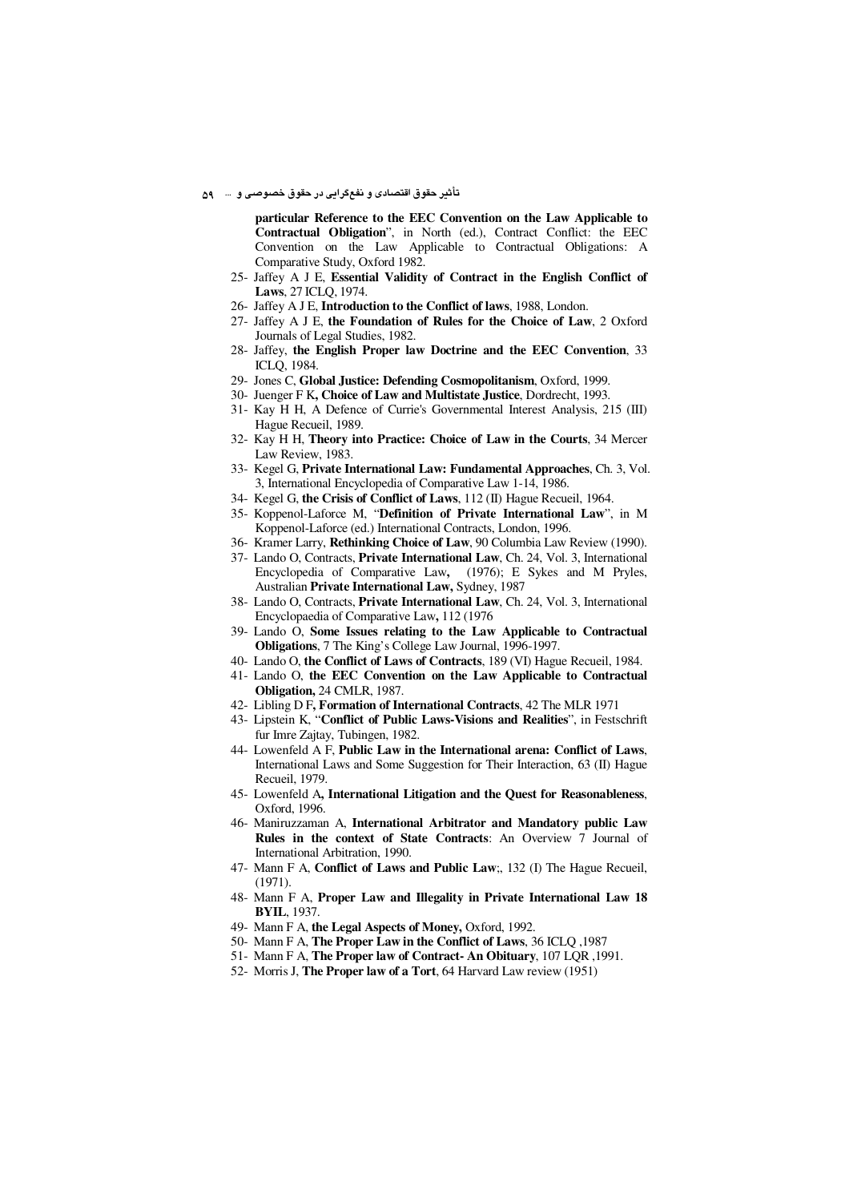**particular Reference to the EEC Convention on the Law Applicable to Contractual Obligation**", in North (ed.), Contract Conflict: the EEC Convention on the Law Applicable to Contractual Obligations: A Comparative Study, Oxford 1982.

25- Jaffey A J E, **Essential Validity of Contract in the English Conflict of Laws**, 27 ICLQ, 1974.
26- Jaffey A J E, **Introduction to the Conflict of laws**, 1988, London.
27- Jaffey A J E, **the Foundation of Rules for the Choice of Law**, 2 Oxford Journals of Legal Studies, 1982.
28- Jaffey, **the English Proper law Doctrine and the EEC Convention**, 33 ICLQ, 1984.
29- Jones C, **Global Justice: Defending Cosmopolitanism**, Oxford, 1999.
30- Juenger F K**, Choice of Law and Multistate Justice**, Dordrecht, 1993.
31- Kay H H, A Defence of Currie's Governmental Interest Analysis, 215 (III) Hague Recueil, 1989.
32- Kay H H, **Theory into Practice: Choice of Law in the Courts**, 34 Mercer Law Review, 1983.
33- Kegel G, **Private International Law: Fundamental Approaches**, Ch. 3, Vol. 3, International Encyclopedia of Comparative Law 1-14, 1986.
34- Kegel G, **the Crisis of Conflict of Laws**, 112 (II) Hague Recueil, 1964.
35- Koppenol-Laforce M, "**Definition of Private International Law**", in M Koppenol-Laforce (ed.) International Contracts, London, 1996.
36- Kramer Larry, **Rethinking Choice of Law**, 90 Columbia Law Review (1990).
37- Lando O, Contracts, **Private International Law**, Ch. 24, Vol. 3, International Encyclopedia of Comparative Law**,** (1976); E Sykes and M Pryles, Australian **Private International Law,** Sydney, 1987
38- Lando O, Contracts, **Private International Law**, Ch. 24, Vol. 3, International Encyclopaedia of Comparative Law**,** 112 (1976
39- Lando O, **Some Issues relating to the Law Applicable to Contractual Obligations**, 7 The King's College Law Journal, 1996-1997.
40- Lando O, **the Conflict of Laws of Contracts**, 189 (VI) Hague Recueil, 1984.
41- Lando O, **the EEC Convention on the Law Applicable to Contractual Obligation,** 24 CMLR, 1987.
42- Libling D F**, Formation of International Contracts**, 42 The MLR 1971
43- Lipstein K, "**Conflict of Public Laws-Visions and Realities**", in Festschrift fur Imre Zajtay, Tubingen, 1982.
44- Lowenfeld A F, **Public Law in the International arena: Conflict of Laws**, International Laws and Some Suggestion for Their Interaction, 63 (II) Hague Recueil, 1979.
45- Lowenfeld A**, International Litigation and the Quest for Reasonableness**, Oxford, 1996.
46- Maniruzzaman A, **International Arbitrator and Mandatory public Law Rules in the context of State Contracts**: An Overview 7 Journal of International Arbitration, 1990.
47- Mann F A, **Conflict of Laws and Public Law**;, 132 (I) The Hague Recueil, (1971).
48- Mann F A, **Proper Law and Illegality in Private International Law 18 BYIL**, 1937.
49- Mann F A, **the Legal Aspects of Money,** Oxford, 1992.
50- Mann F A, **The Proper Law in the Conflict of Laws**, 36 ICLQ ,1987
51- Mann F A, **The Proper law of Contract- An Obituary**, 107 LQR ,1991.
52- Morris J, **The Proper law of a Tort**, 64 Harvard Law review (1951)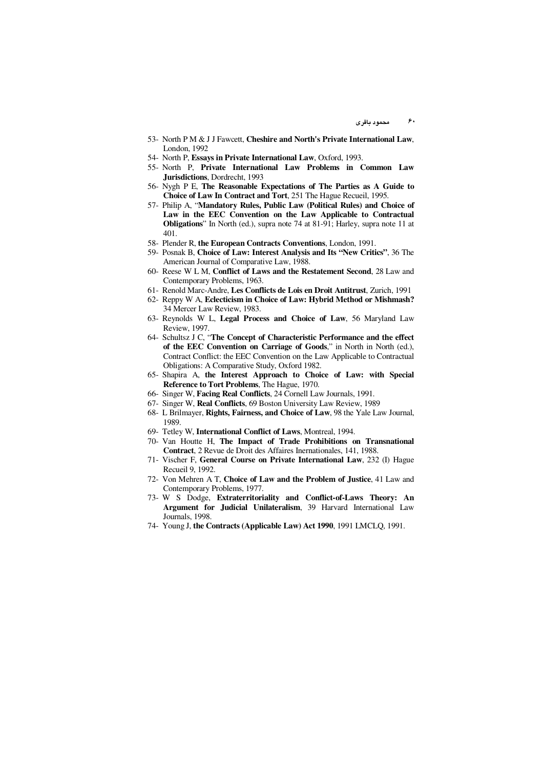53- North P M & J J Fawcett, **Cheshire and North's Private International Law**, London, 1992
54- North P, **Essays in Private International Law**, Oxford, 1993.
55- North P, **Private International Law Problems in Common Law Jurisdictions**, Dordrecht, 1993
56- Nygh P E, **The Reasonable Expectations of The Parties as A Guide to Choice of Law In Contract and Tort**, 251 The Hague Recueil, 1995.
57- Philip A, "**Mandatory Rules, Public Law (Political Rules) and Choice of Law in the EEC Convention on the Law Applicable to Contractual Obligations**" In North (ed.), supra note 74 at 81-91; Harley, supra note 11 at 401.
58- Plender R, **the European Contracts Conventions**, London, 1991.
59- Posnak B, **Choice of Law: Interest Analysis and Its "New Critics"**, 36 The American Journal of Comparative Law, 1988.
60- Reese W L M, **Conflict of Laws and the Restatement Second**, 28 Law and Contemporary Problems, 1963.
61- Renold Marc-Andre, **Les Conflicts de Lois en Droit Antitrust**, Zurich, 1991
62- Reppy W A, **Eclecticism in Choice of Law: Hybrid Method or Mishmash?** 34 Mercer Law Review, 1983.
63- Reynolds W L, **Legal Process and Choice of Law**, 56 Maryland Law Review, 1997.
64- Schultsz J C, "**The Concept of Characteristic Performance and the effect of the EEC Convention on Carriage of Goods**," in North in North (ed.), Contract Conflict: the EEC Convention on the Law Applicable to Contractual Obligations: A Comparative Study, Oxford 1982.
65- Shapira A, **the Interest Approach to Choice of Law: with Special Reference to Tort Problems**, The Hague, 1970.
66- Singer W, **Facing Real Conflicts**, 24 Cornell Law Journals, 1991.
67- Singer W, **Real Conflicts**, 69 Boston University Law Review, 1989
68- L Brilmayer, **Rights, Fairness, and Choice of Law**, 98 the Yale Law Journal, 1989.
69- Tetley W, **International Conflict of Laws**, Montreal, 1994.
70- Van Houtte H, **The Impact of Trade Prohibitions on Transnational Contract**, 2 Revue de Droit des Affaires Inernationales, 141, 1988.
71- Vischer F, **General Course on Private International Law**, 232 (I) Hague Recueil 9, 1992.
72- Von Mehren A T, **Choice of Law and the Problem of Justice**, 41 Law and Contemporary Problems, 1977.
73- W S Dodge, **Extraterritoriality and Conflict-of-Laws Theory: An Argument for Judicial Unilateralism**, 39 Harvard International Law Journals, 1998.
74- Young J, **the Contracts (Applicable Law) Act 1990**, 1991 LMCLQ, 1991.